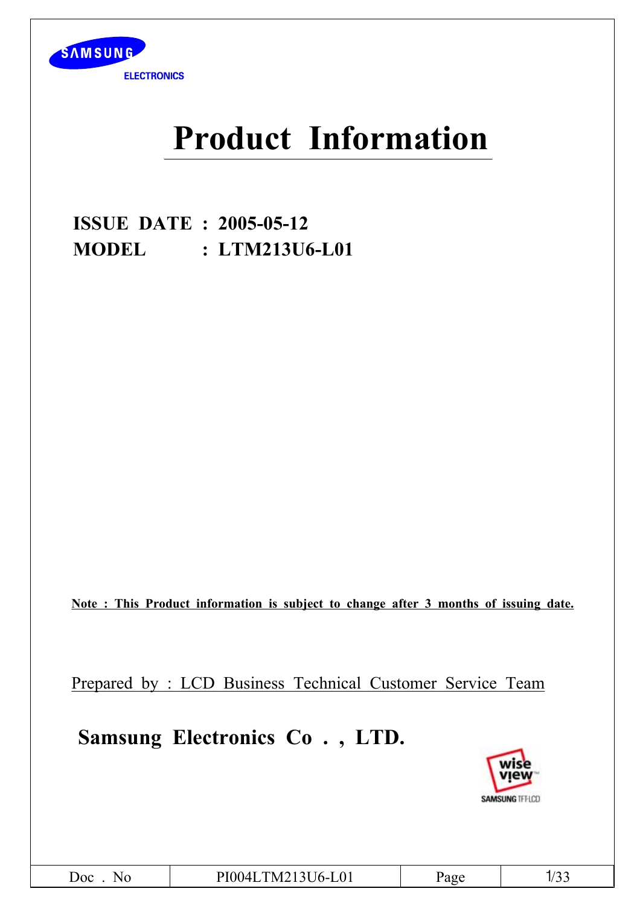SAMSUNG ELECTRONICS

# Product Information

**ISSUE DATE : 2005-05-12**
**MODEL : LTM213U6-L01**

**Note : This Product information is subject to change after 3 months of issuing date.**

Prepared by : LCD Business Technical Customer Service Team

**Samsung Electronics Co . , LTD.**

| Doc . No | PI004LTM213U6-L01 | Page | 1/33 |
|---|---|---|---|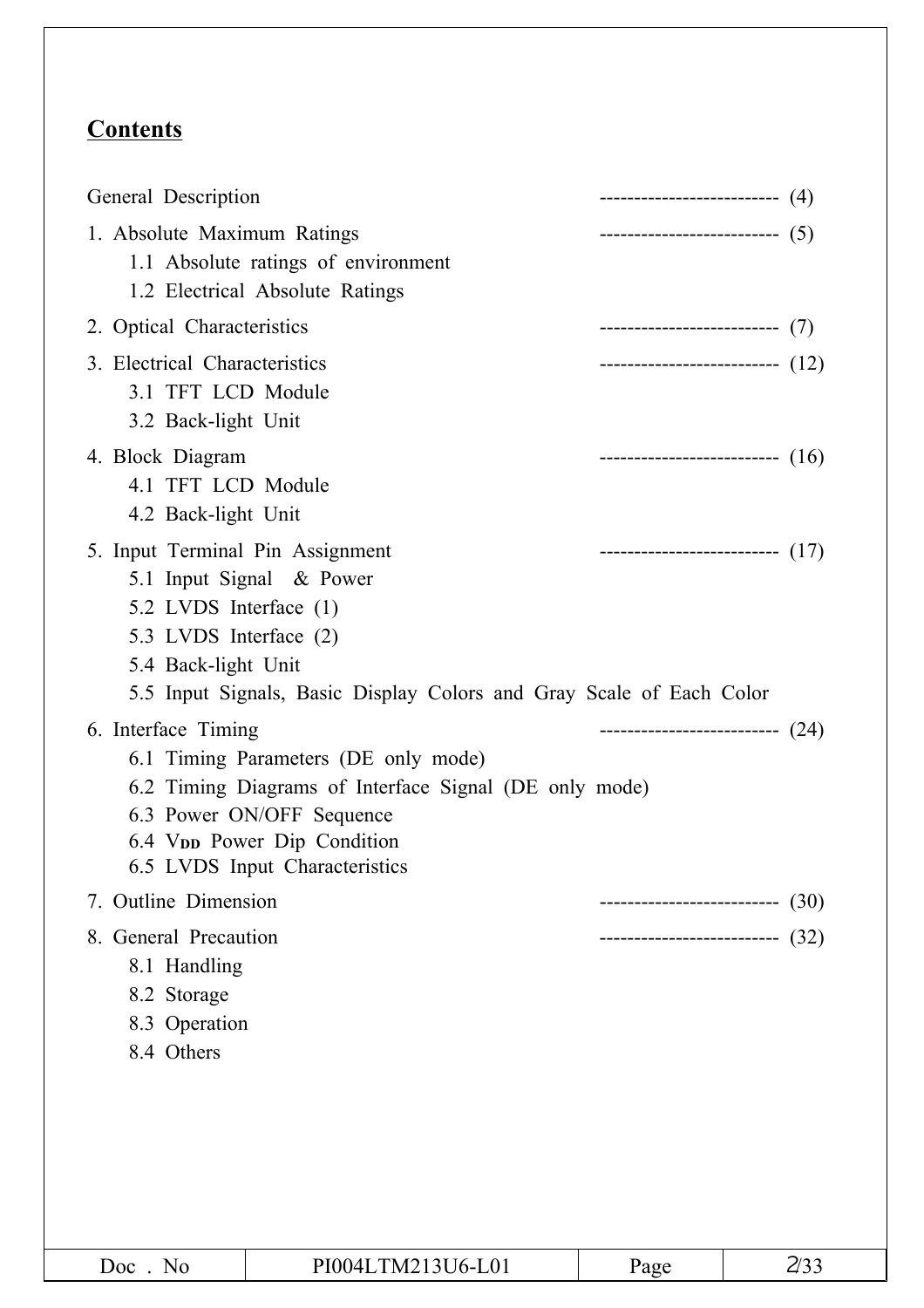## Contents

General Description -------------------------- (4)

1. Absolute Maximum Ratings -------------------------- (5)
   - 1.1 Absolute ratings of environment
   - 1.2 Electrical Absolute Ratings
2. Optical Characteristics -------------------------- (7)
3. Electrical Characteristics -------------------------- (12)
   - 3.1 TFT LCD Module
   - 3.2 Back-light Unit
4. Block Diagram -------------------------- (16)
   - 4.1 TFT LCD Module
   - 4.2 Back-light Unit
5. Input Terminal Pin Assignment -------------------------- (17)
   - 5.1 Input Signal & Power
   - 5.2 LVDS Interface (1)
   - 5.3 LVDS Interface (2)
   - 5.4 Back-light Unit
   - 5.5 Input Signals, Basic Display Colors and Gray Scale of Each Color
6. Interface Timing -------------------------- (24)
   - 6.1 Timing Parameters (DE only mode)
   - 6.2 Timing Diagrams of Interface Signal (DE only mode)
   - 6.3 Power ON/OFF Sequence
   - 6.4 $V_{DD}$ Power Dip Condition
   - 6.5 LVDS Input Characteristics
7. Outline Dimension -------------------------- (30)
8. General Precaution -------------------------- (32)
   - 8.1 Handling
   - 8.2 Storage
   - 8.3 Operation
   - 8.4 Others

| Doc . No | PI004LTM213U6-L01 | Page | 2/33 |
| --- | --- | --- | --- |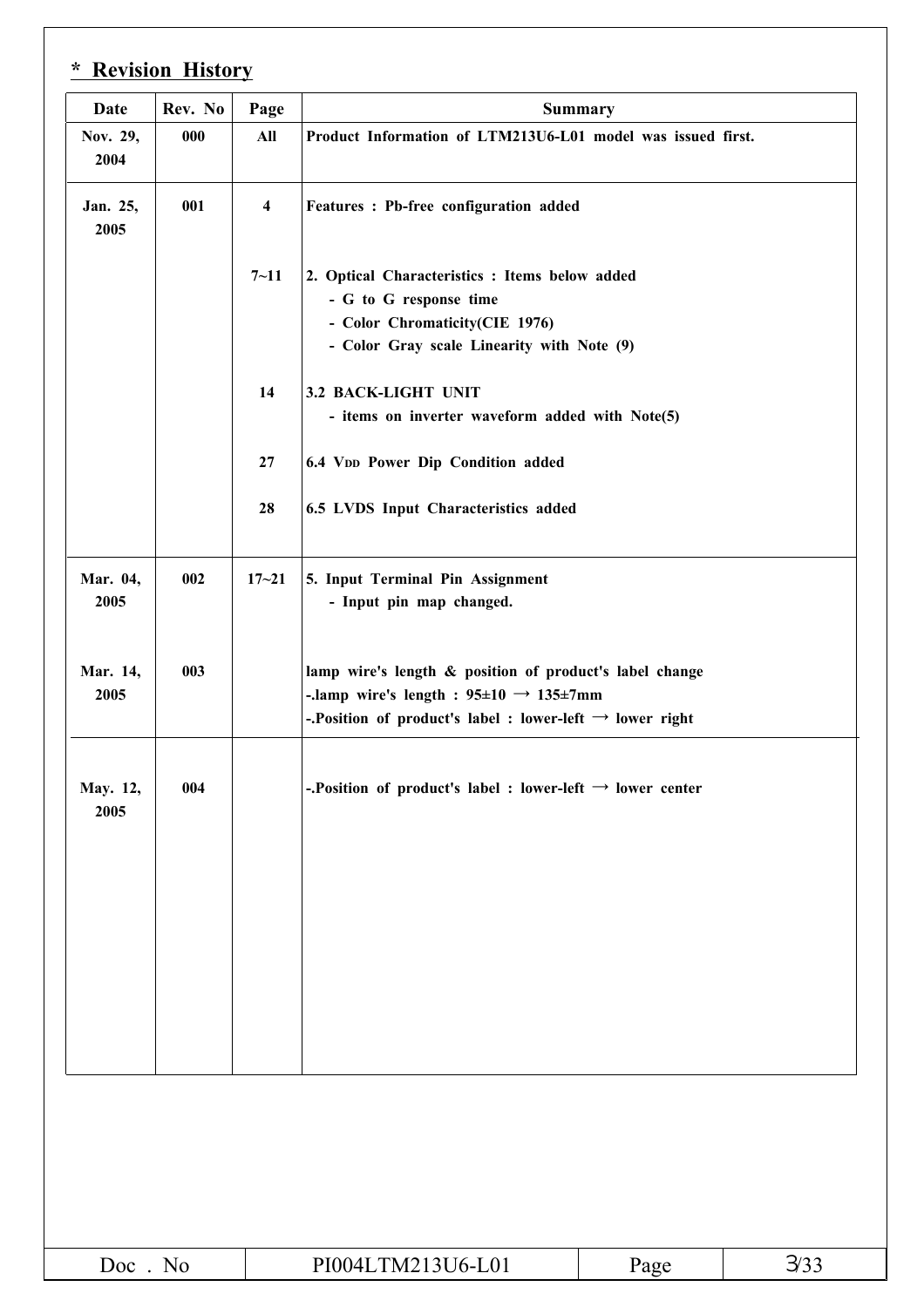## * Revision History

| Date | Rev. No | Page | Summary |
|---|---|---|---|
| Nov. 29, 2004 | 000 | All | Product Information of LTM213U6-L01 model was issued first. |
| Jan. 25, 2005 | 001 | 4 | Features : Pb-free configuration added |
| | | 7~11 | 2. Optical Characteristics : Items below added<br>- G to G response time<br>- Color Chromaticity(CIE 1976)<br>- Color Gray scale Linearity with Note (9) |
| | | 14 | 3.2 BACK-LIGHT UNIT<br>- items on inverter waveform added with Note(5) |
| | | 27 | 6.4 $V_{DD}$ Power Dip Condition added |
| | | 28 | 6.5 LVDS Input Characteristics added |
| Mar. 04, 2005 | 002 | 17~21 | 5. Input Terminal Pin Assignment<br>- Input pin map changed. |
| Mar. 14, 2005 | 003 | | lamp wire's length & position of product's label change<br>-.lamp wire's length : 95±10 → 135±7mm<br>-.Position of product's label : lower-left → lower right |
| May. 12, 2005 | 004 | | -.Position of product's label : lower-left → lower center |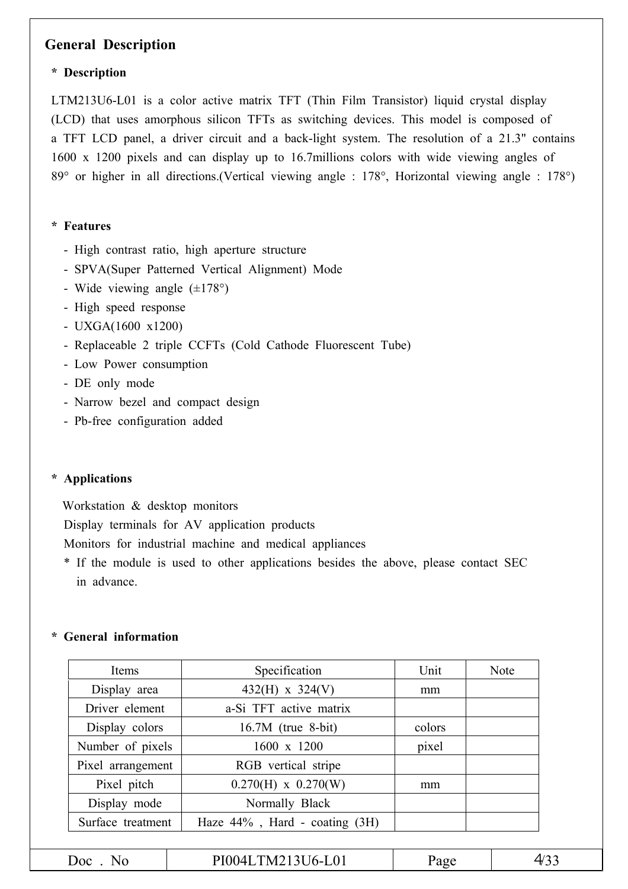## General Description

### * Description

LTM213U6-L01 is a color active matrix TFT (Thin Film Transistor) liquid crystal display (LCD) that uses amorphous silicon TFTs as switching devices. This model is composed of a TFT LCD panel, a driver circuit and a back-light system. The resolution of a 21.3" contains 1600 x 1200 pixels and can display up to 16.7millions colors with wide viewing angles of 89° or higher in all directions.(Vertical viewing angle : 178°, Horizontal viewing angle : 178°)

### * Features

- High contrast ratio, high aperture structure
- SPVA(Super Patterned Vertical Alignment) Mode
- Wide viewing angle (±178°)
- High speed response
- UXGA(1600 x1200)
- Replaceable 2 triple CCFTs (Cold Cathode Fluorescent Tube)
- Low Power consumption
- DE only mode
- Narrow bezel and compact design
- Pb-free configuration added

### * Applications

Workstation & desktop monitors
Display terminals for AV application products
Monitors for industrial machine and medical appliances
* If the module is used to other applications besides the above, please contact SEC in advance.

### * General information

| Items | Specification | Unit | Note |
|---|---|---|---|
| Display area | 432(H) x 324(V) | mm | |
| Driver element | a-Si TFT active matrix | | |
| Display colors | 16.7M (true 8-bit) | colors | |
| Number of pixels | 1600 x 1200 | pixel | |
| Pixel arrangement | RGB vertical stripe | | |
| Pixel pitch | 0.270(H) x 0.270(W) | mm | |
| Display mode | Normally Black | | |
| Surface treatment | Haze 44% , Hard - coating (3H) | | |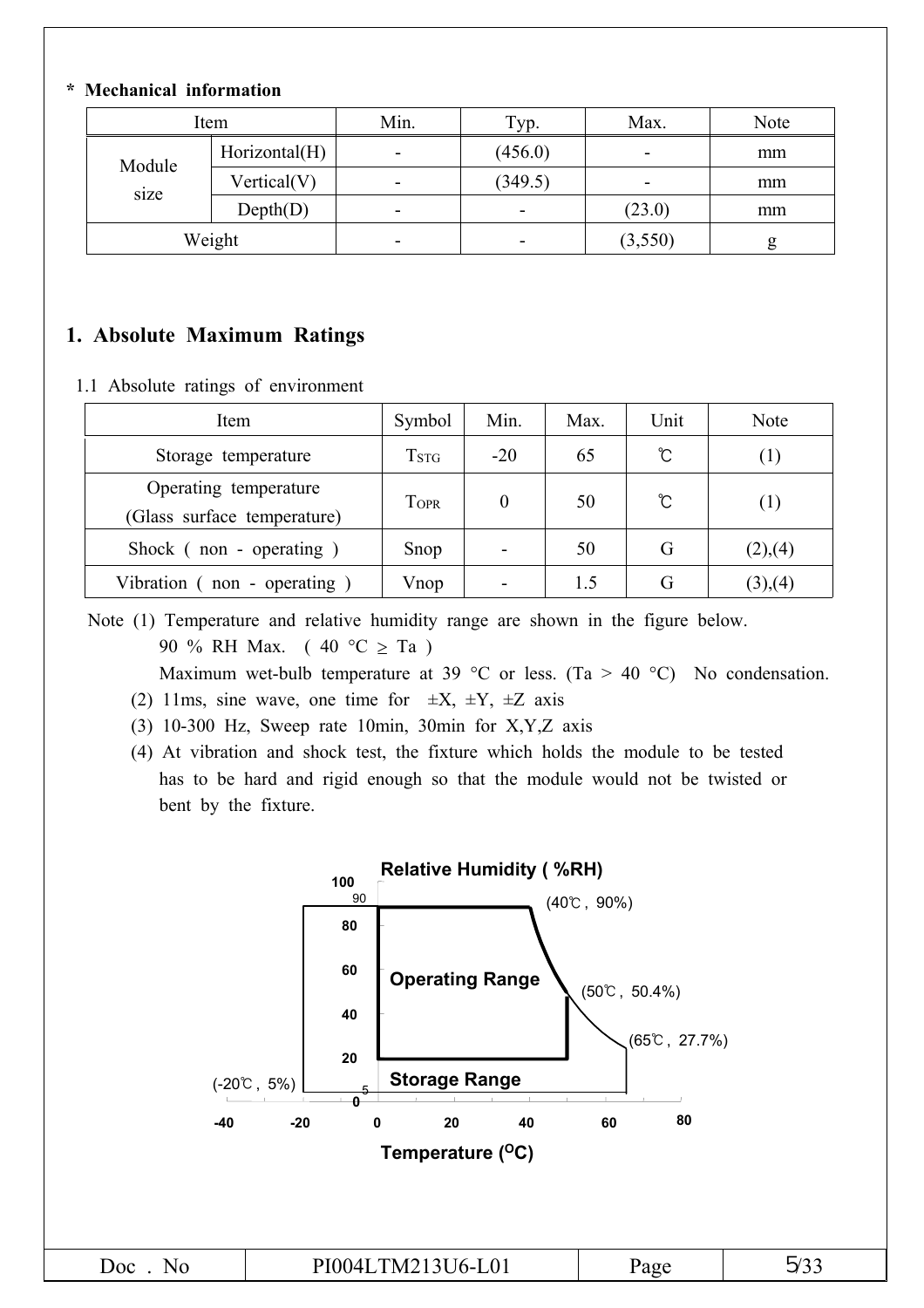**\* Mechanical information**

| Item | | Min. | Typ. | Max. | Note |
|---|---|---|---|---|---|
| Module size | Horizontal(H) | - | (456.0) | - | mm |
| | Vertical(V) | - | (349.5) | - | mm |
| | Depth(D) | - | - | (23.0) | mm |
| Weight | | - | - | (3,550) | g |

## 1. Absolute Maximum Ratings

1.1 Absolute ratings of environment

| Item | Symbol | Min. | Max. | Unit | Note |
|---|---|---|---|---|---|
| Storage temperature | $T_{STG}$ | -20 | 65 | ℃ | (1) |
| Operating temperature (Glass surface temperature) | $T_{OPR}$ | 0 | 50 | ℃ | (1) |
| Shock ( non - operating ) | Snop | - | 50 | G | (2),(4) |
| Vibration ( non - operating ) | Vnop | - | 1.5 | G | (3),(4) |

Note (1) Temperature and relative humidity range are shown in the figure below.
90 % RH Max. ( 40 °C ≥ Ta )
Maximum wet-bulb temperature at 39 °C or less. (Ta > 40 °C) No condensation.
(2) 11ms, sine wave, one time for ±X, ±Y, ±Z axis
(3) 10-300 Hz, Sweep rate 10min, 30min for X,Y,Z axis
(4) At vibration and shock test, the fixture which holds the module to be tested has to be hard and rigid enough so that the module would not be twisted or bent by the fixture.

Relative Humidity ( %RH )

(40℃, 90%)

Operating Range

(50℃, 50.4%)

(65℃, 27.7%)

(-20℃, 5%)

Storage Range

Temperature (°C)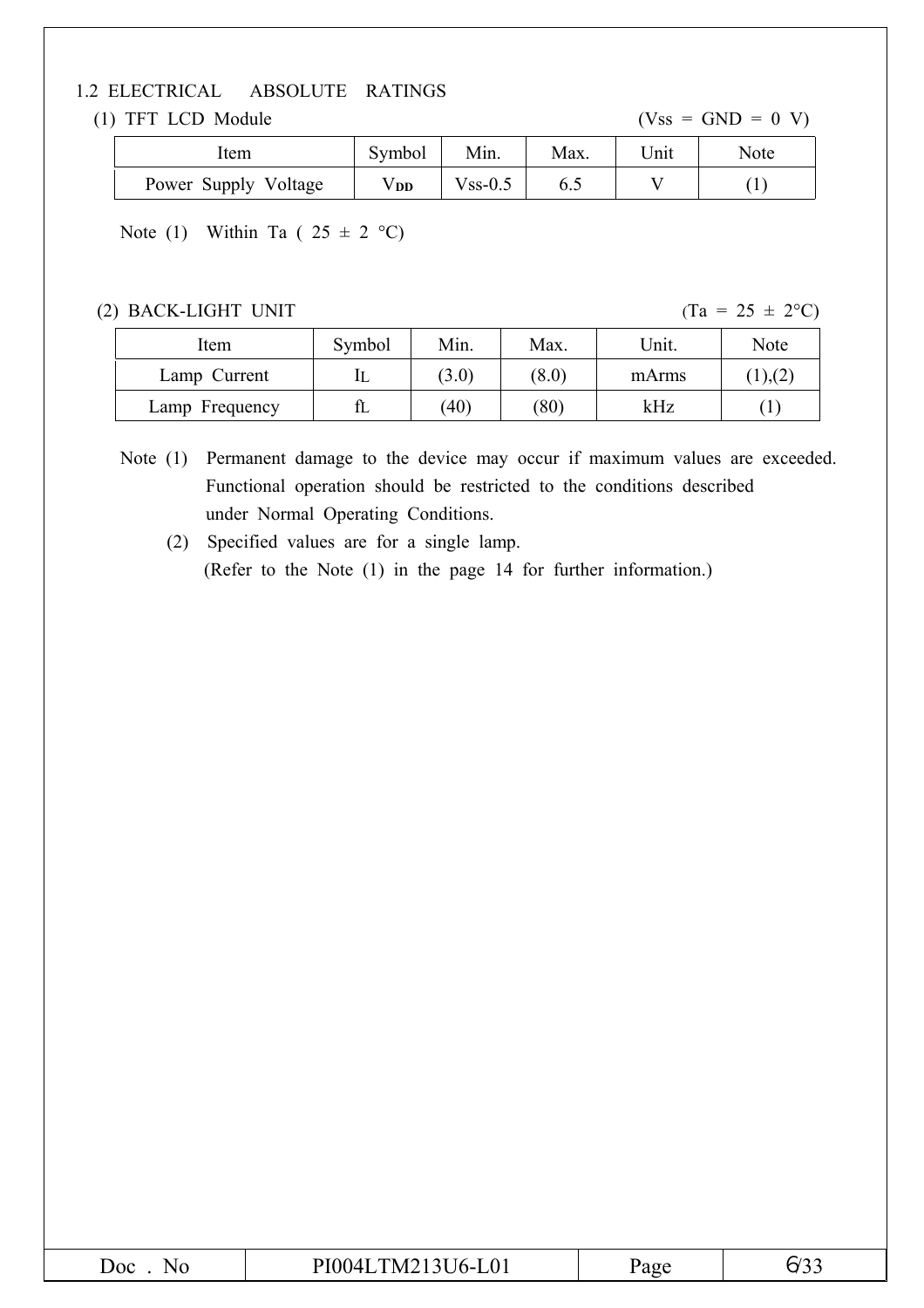## 1.2 ELECTRICAL ABSOLUTE RATINGS

(1) TFT LCD Module (Vss = GND = 0 V)

| Item | Symbol | Min. | Max. | Unit | Note |
|---|---|---|---|---|---|
| Power Supply Voltage | $V_{DD}$ | Vss-0.5 | 6.5 | V | (1) |

Note (1) Within Ta ( 25 ± 2 °C)

(2) BACK-LIGHT UNIT (Ta = 25 ± 2°C)

| Item | Symbol | Min. | Max. | Unit. | Note |
|---|---|---|---|---|---|
| Lamp Current | $I_L$ | (3.0) | (8.0) | mArms | (1),(2) |
| Lamp Frequency | $f_L$ | (40) | (80) | kHz | (1) |

Note (1) Permanent damage to the device may occur if maximum values are exceeded. Functional operation should be restricted to the conditions described under Normal Operating Conditions.

(2) Specified values are for a single lamp.
(Refer to the Note (1) in the page 14 for further information.)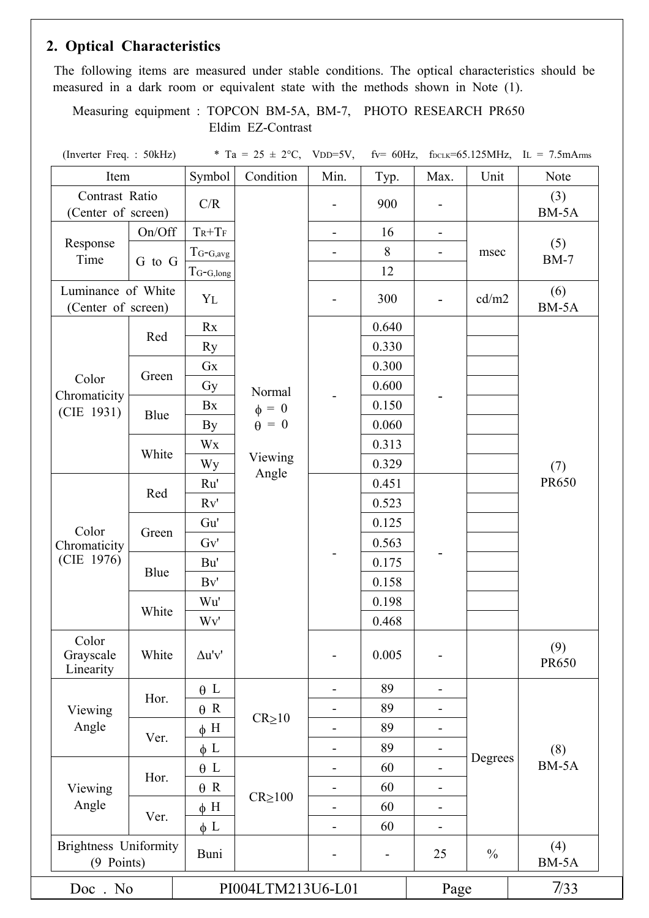## 2. Optical Characteristics

The following items are measured under stable conditions. The optical characteristics should be measured in a dark room or equivalent state with the methods shown in Note (1).

Measuring equipment : TOPCON BM-5A, BM-7, PHOTO RESEARCH PR650
Eldim EZ-Contrast

(Inverter Freq. : 50kHz)　　* Ta = 25 ± 2°C, $V_{DD}$=5V, fv= 60Hz, $f_{DCLK}$=65.125MHz, $I_L$ = 7.5mArms

| Item | | Symbol | Condition | Min. | Typ. | Max. | Unit | Note |
|---|---|---|---|---|---|---|---|---|
| Contrast Ratio (Center of screen) | | C/R | Normal $\phi$ = 0 $\theta$ = 0 Viewing Angle | - | 900 | - | | (3) BM-5A |
| Response Time | On/Off | $T_R$+$T_F$ | | - | 16 | - | msec | (5) BM-7 |
| | G to G | $T_{G\text{-}G,avg}$ | | - | 8 | - | | |
| | | $T_{G\text{-}G,long}$ | | | 12 | | | |
| Luminance of White (Center of screen) | | $Y_L$ | | - | 300 | - | cd/m2 | (6) BM-5A |
| Color Chromaticity (CIE 1931) | Red | Rx | | - | 0.640 | - | | (7) PR650 |
| | | Ry | | | 0.330 | | | |
| | Green | Gx | | | 0.300 | | | |
| | | Gy | | | 0.600 | | | |
| | Blue | Bx | | | 0.150 | | | |
| | | By | | | 0.060 | | | |
| | White | Wx | | | 0.313 | | | |
| | | Wy | | | 0.329 | | | |
| Color Chromaticity (CIE 1976) | Red | Ru' | | - | 0.451 | - | | |
| | | Rv' | | | 0.523 | | | |
| | Green | Gu' | | | 0.125 | | | |
| | | Gv' | | | 0.563 | | | |
| | Blue | Bu' | | | 0.175 | | | |
| | | Bv' | | | 0.158 | | | |
| | White | Wu' | | | 0.198 | | | |
| | | Wv' | | | 0.468 | | | |
| Color Grayscale Linearity | White | Δu'v' | | - | 0.005 | - | | (9) PR650 |
| Viewing Angle | Hor. | $\theta$ L | CR≥10 | - | 89 | - | Degrees | (8) BM-5A |
| | | $\theta$ R | | - | 89 | - | | |
| | Ver. | $\phi$ H | | - | 89 | - | | |
| | | $\phi$ L | | - | 89 | - | | |
| Viewing Angle | Hor. | $\theta$ L | CR≥100 | - | 60 | - | | |
| | | $\theta$ R | | - | 60 | - | | |
| | Ver. | $\phi$ H | | - | 60 | - | | |
| | | $\phi$ L | | - | 60 | - | | |
| Brightness Uniformity (9 Points) | | Buni | | - | - | 25 | % | (4) BM-5A |

| Doc . No | PI004LTM213U6-L01 | Page | 7/33 |
|---|---|---|---|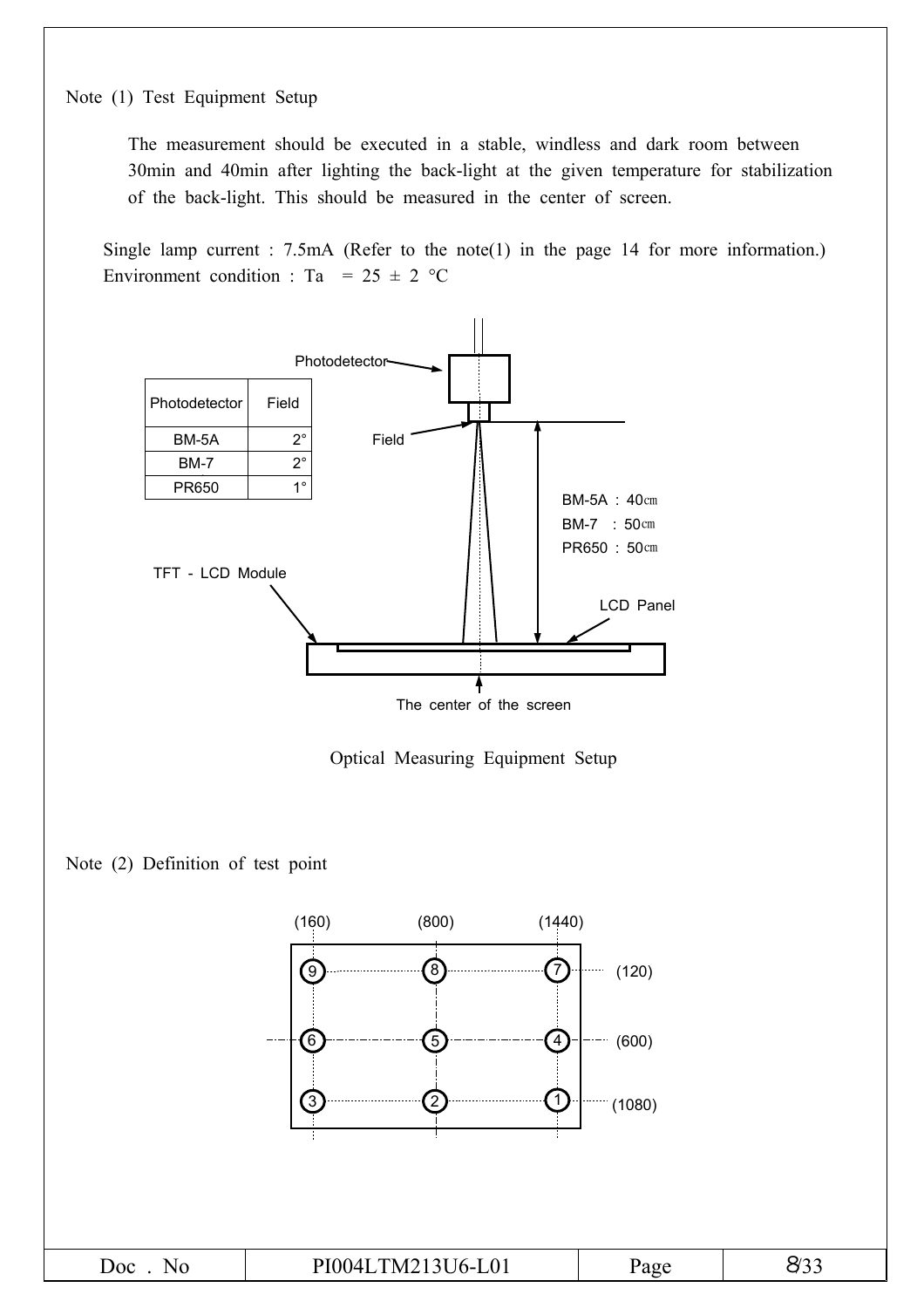Note (1) Test Equipment Setup

The measurement should be executed in a stable, windless and dark room between 30min and 40min after lighting the back-light at the given temperature for stabilization of the back-light. This should be measured in the center of screen.

Single lamp current : 7.5mA (Refer to the note(1) in the page 14 for more information.)
Environment condition : Ta = 25 ± 2 °C

| Photodetector | Field |
|---|---|
| BM-5A | 2° |
| BM-7 | 2° |
| PR650 | 1° |

Photodetector

Field

BM-5A : 40㎝
BM-7 : 50㎝
PR650 : 50㎝

TFT - LCD Module

LCD Panel

The center of the screen

Optical Measuring Equipment Setup

Note (2) Definition of test point

(160) (800) (1440)

9 8 7 (120)

6 5 4 (600)

3 2 1 (1080)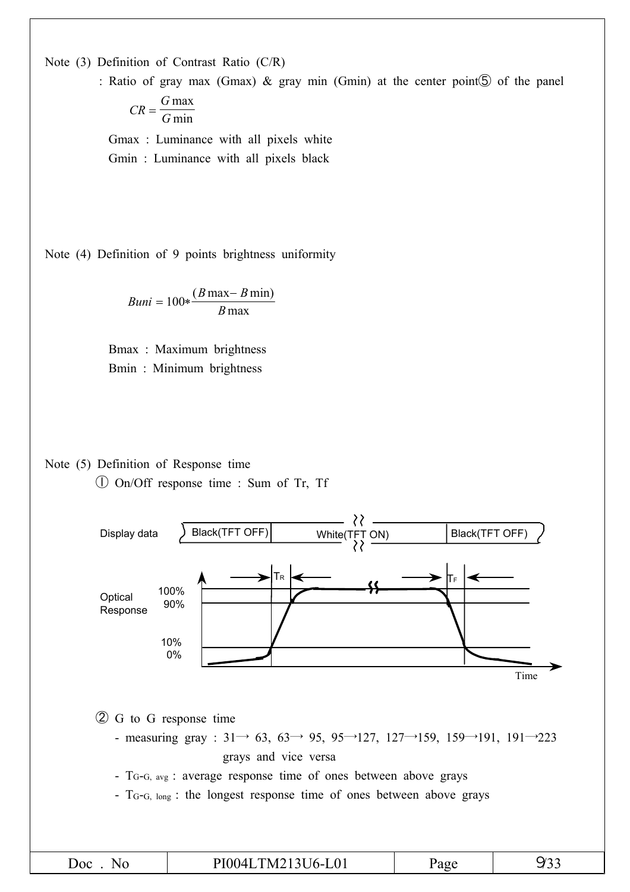Note (3) Definition of Contrast Ratio (C/R)

: Ratio of gray max (Gmax) & gray min (Gmin) at the center point⑤ of the panel

$$CR = \frac{G\max}{G\min}$$

Gmax : Luminance with all pixels white

Gmin : Luminance with all pixels black

Note (4) Definition of 9 points brightness uniformity

$$Buni = 100 * \frac{(B\max - B\min)}{B\max}$$

Bmax : Maximum brightness

Bmin : Minimum brightness

Note (5) Definition of Response time

① On/Off response time : Sum of Tr, Tf

Display data: Black(TFT OFF) | White(TFT ON) | Black(TFT OFF)

Optical Response: 100%, 90%, 10%, 0% — $T_R$, $T_F$ — Time

② G to G response time

- measuring gray : 31→ 63, 63→ 95, 95→127, 127→159, 159→191, 191→223 grays and vice versa
- $T_{G\text{-}G,\ avg}$ : average response time of ones between above grays
- $T_{G\text{-}G,\ long}$ : the longest response time of ones between above grays

| Doc . No | PI004LTM213U6-L01 | Page | 9/33 |
|---|---|---|---|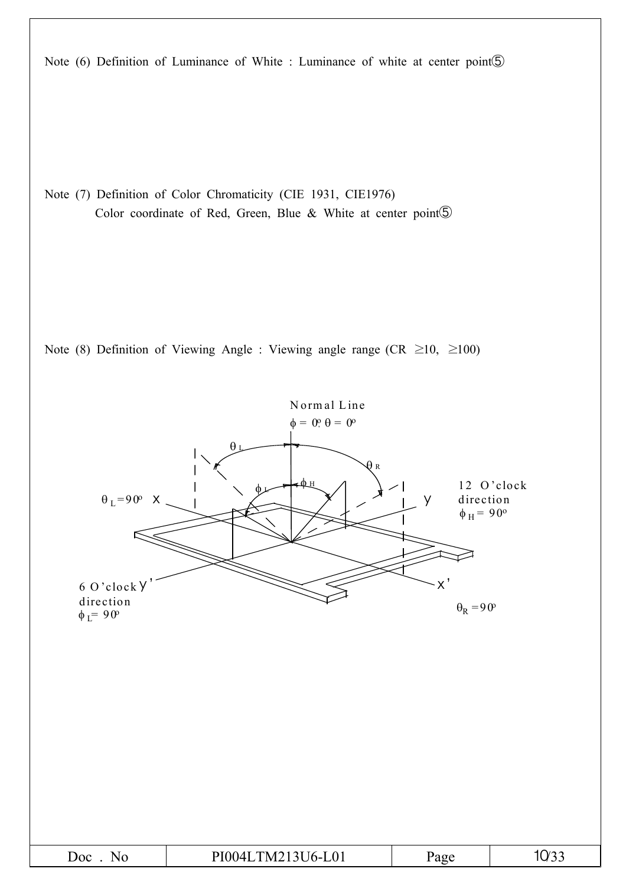Note (6) Definition of Luminance of White : Luminance of white at center point⑤

Note (7) Definition of Color Chromaticity (CIE 1931, CIE1976)

Color coordinate of Red, Green, Blue & White at center point⑤

Note (8) Definition of Viewing Angle : Viewing angle range (CR $\geq$10, $\geq$100)

Normal Line

$\phi = 0^o, \theta = 0^o$

$\theta_L$

$\theta_R$

$\phi_L$

$\phi_H$

$\theta_L = 90^o$ X

Y 12 O'clock direction $\phi_H = 90^o$

6 O'clock Y' direction $\phi_L = 90^o$

X'

$\theta_R = 90^o$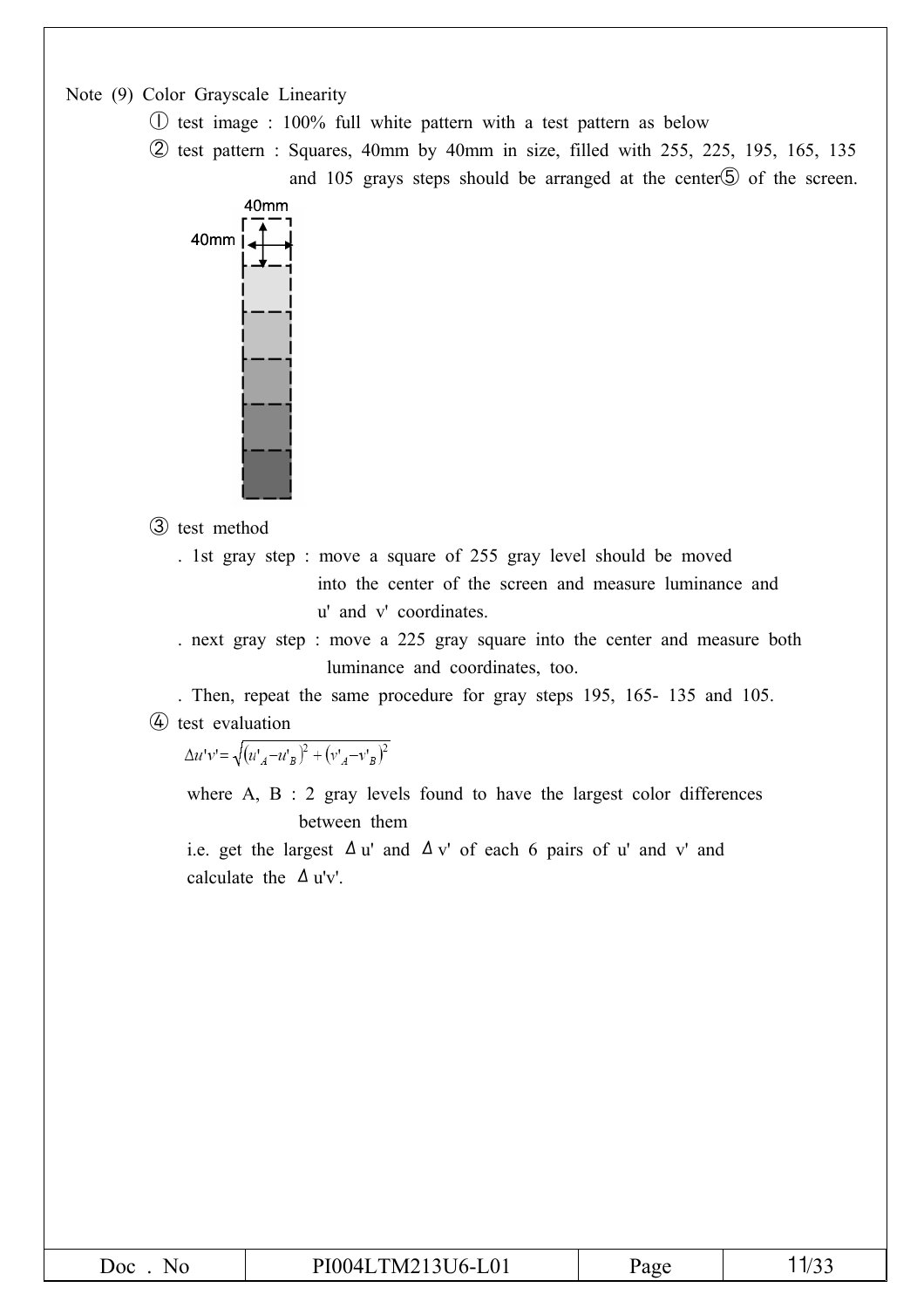Note (9) Color Grayscale Linearity

① test image : 100% full white pattern with a test pattern as below

② test pattern : Squares, 40mm by 40mm in size, filled with 255, 225, 195, 165, 135 and 105 grays steps should be arranged at the center⑤ of the screen.

40mm

40mm

③ test method

. 1st gray step : move a square of 255 gray level should be moved into the center of the screen and measure luminance and u' and v' coordinates.

. next gray step : move a 225 gray square into the center and measure both luminance and coordinates, too.

. Then, repeat the same procedure for gray steps 195, 165- 135 and 105.

④ test evaluation

$$\Delta u'v' = \sqrt{(u'_A - u'_B)^2 + (v'_A - v'_B)^2}$$

where A, B : 2 gray levels found to have the largest color differences between them

i.e. get the largest $\Delta$u' and $\Delta$v' of each 6 pairs of u' and v' and calculate the $\Delta$u'v'.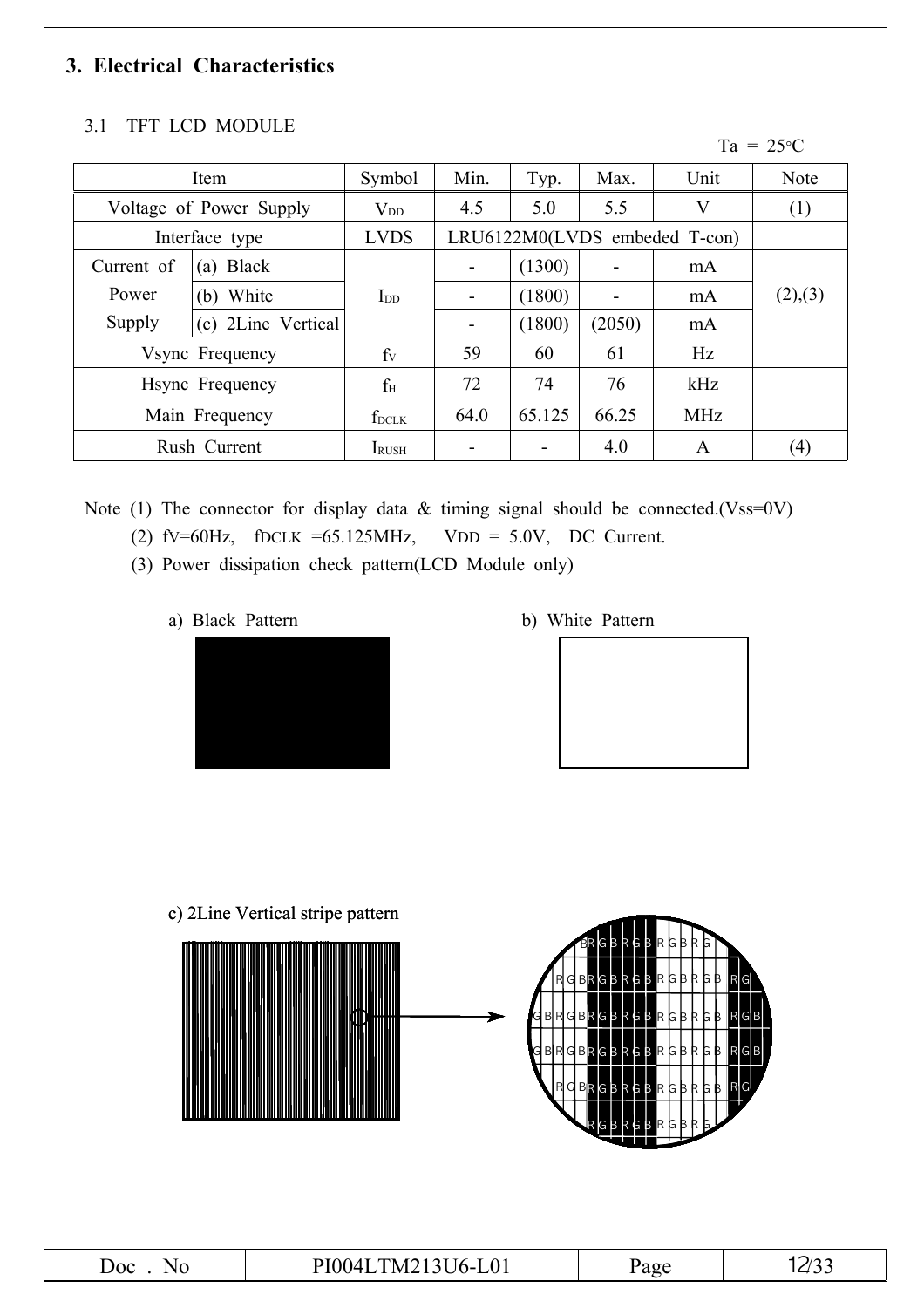## 3. Electrical Characteristics

### 3.1 TFT LCD MODULE

Ta = 25°C

| Item | | Symbol | Min. | Typ. | Max. | Unit | Note |
|---|---|---|---|---|---|---|---|
| Voltage of Power Supply | | $V_{DD}$ | 4.5 | 5.0 | 5.5 | V | (1) |
| Interface type | | LVDS | LRU6122M0(LVDS embeded T-con) | | | | |
| Current of Power Supply | (a) Black | $I_{DD}$ | - | (1300) | - | mA | (2),(3) |
| | (b) White | | - | (1800) | - | mA | |
| | (c) 2Line Vertical | | - | (1800) | (2050) | mA | |
| Vsync Frequency | | $f_V$ | 59 | 60 | 61 | Hz | |
| Hsync Frequency | | $f_H$ | 72 | 74 | 76 | kHz | |
| Main Frequency | | $f_{DCLK}$ | 64.0 | 65.125 | 66.25 | MHz | |
| Rush Current | | $I_{RUSH}$ | - | - | 4.0 | A | (4) |

Note (1) The connector for display data & timing signal should be connected.(Vss=0V)

(2) fV=60Hz, fDCLK =65.125MHz, VDD = 5.0V, DC Current.

(3) Power dissipation check pattern(LCD Module only)

a) Black Pattern

b) White Pattern

c) 2Line Vertical stripe pattern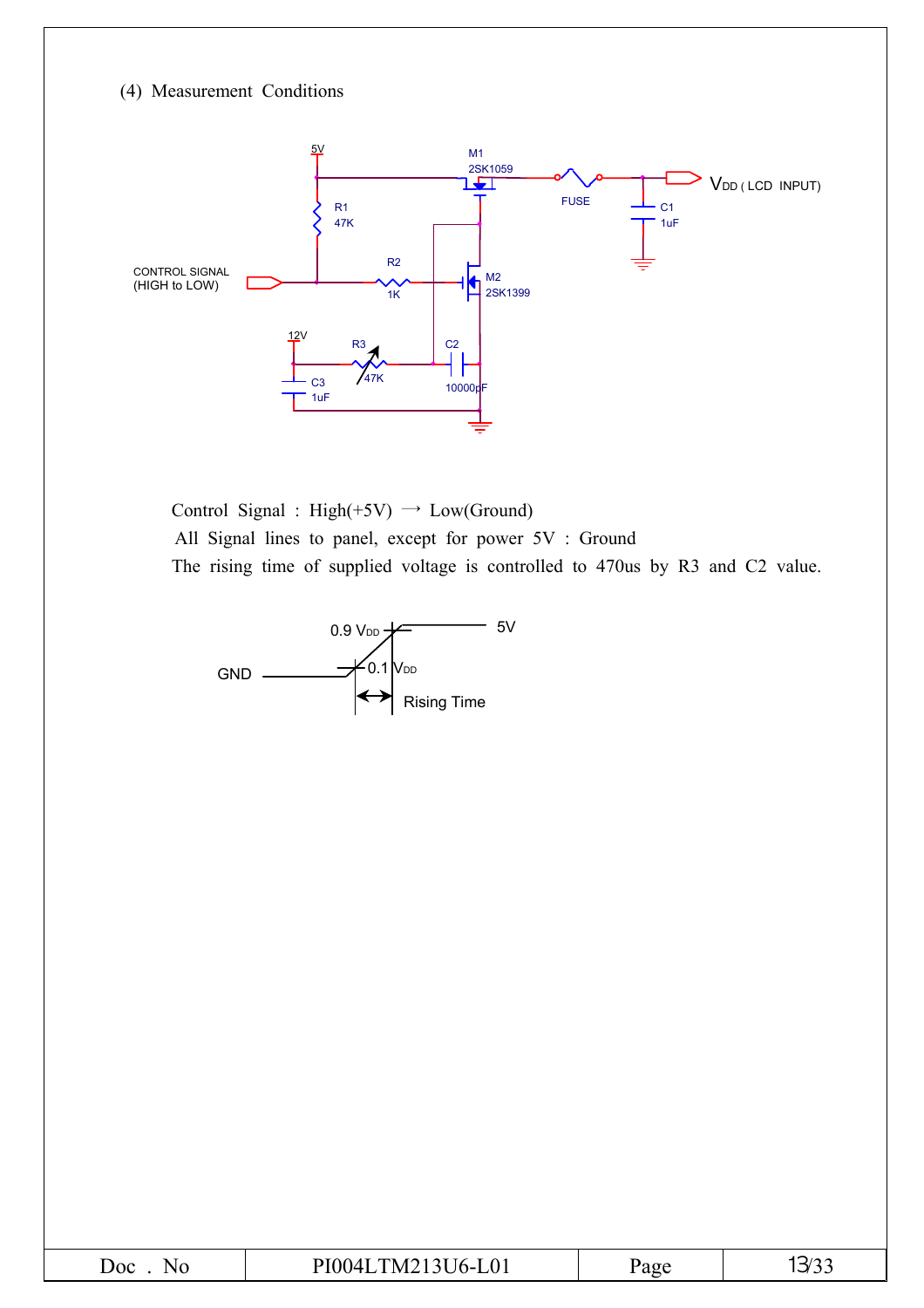(4) Measurement Conditions

Control Signal : High(+5V) → Low(Ground)

All Signal lines to panel, except for power 5V : Ground

The rising time of supplied voltage is controlled to 470us by R3 and C2 value.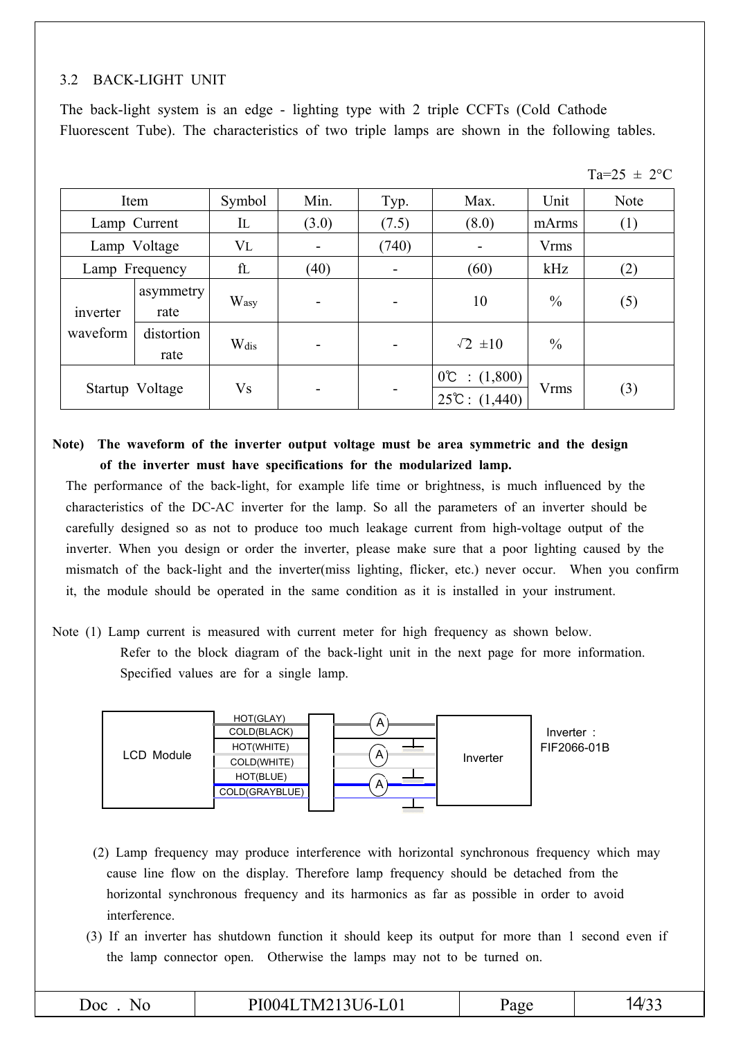### 3.2 BACK-LIGHT UNIT

The back-light system is an edge - lighting type with 2 triple CCFTs (Cold Cathode Fluorescent Tube). The characteristics of two triple lamps are shown in the following tables.

Ta=25 ± 2°C

| Item | | Symbol | Min. | Typ. | Max. | Unit | Note |
|---|---|---|---|---|---|---|---|
| Lamp Current | | $I_L$ | (3.0) | (7.5) | (8.0) | mArms | (1) |
| Lamp Voltage | | $V_L$ | - | (740) | - | Vrms | |
| Lamp Frequency | | $f_L$ | (40) | - | (60) | kHz | (2) |
| inverter waveform | asymmetry rate | $W_{asy}$ | - | - | 10 | % | (5) |
| | distortion rate | $W_{dis}$ | - | - | $\sqrt{2}$ ±10 | % | |
| Startup Voltage | | Vs | - | - | 0℃ : (1,800)<br>25℃ : (1,440) | Vrms | (3) |

**Note) The waveform of the inverter output voltage must be area symmetric and the design of the inverter must have specifications for the modularized lamp.**

The performance of the back-light, for example life time or brightness, is much influenced by the characteristics of the DC-AC inverter for the lamp. So all the parameters of an inverter should be carefully designed so as not to produce too much leakage current from high-voltage output of the inverter. When you design or order the inverter, please make sure that a poor lighting caused by the mismatch of the back-light and the inverter(miss lighting, flicker, etc.) never occur. When you confirm it, the module should be operated in the same condition as it is installed in your instrument.

Note (1) Lamp current is measured with current meter for high frequency as shown below. Refer to the block diagram of the back-light unit in the next page for more information. Specified values are for a single lamp.

LCD Module — HOT(GLAY), COLD(BLACK), HOT(WHITE), COLD(WHITE), HOT(BLUE), COLD(GRAYBLUE) — A — Inverter

Inverter : FIF2066-01B

(2) Lamp frequency may produce interference with horizontal synchronous frequency which may cause line flow on the display. Therefore lamp frequency should be detached from the horizontal synchronous frequency and its harmonics as far as possible in order to avoid interference.

(3) If an inverter has shutdown function it should keep its output for more than 1 second even if the lamp connector open. Otherwise the lamps may not to be turned on.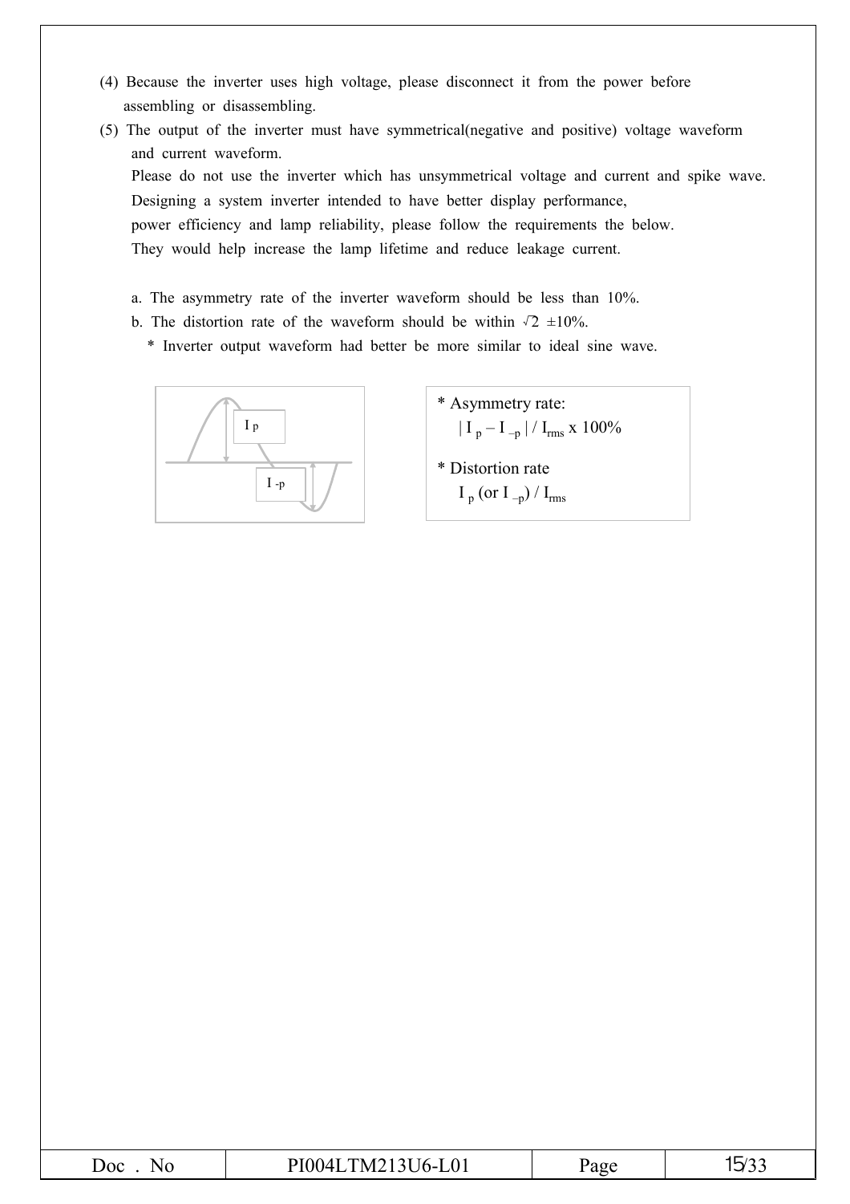(4) Because the inverter uses high voltage, please disconnect it from the power before assembling or disassembling.

(5) The output of the inverter must have symmetrical(negative and positive) voltage waveform and current waveform.
Please do not use the inverter which has unsymmetrical voltage and current and spike wave.
Designing a system inverter intended to have better display performance, power efficiency and lamp reliability, please follow the requirements the below.
They would help increase the lamp lifetime and reduce leakage current.

a. The asymmetry rate of the inverter waveform should be less than 10%.

b. The distortion rate of the waveform should be within $\sqrt{2}$ ±10%.

&nbsp;&nbsp;&nbsp;* Inverter output waveform had better be more similar to ideal sine wave.

I p

I -p

* Asymmetry rate:
 $| I_p - I_{-p} | / I_{rms} \times 100\%$

* Distortion rate
 $I_p$ (or $I_{-p}$) / $I_{rms}$

| Doc . No | PI004LTM213U6-L01 | Page | 15/33 |
|---|---|---|---|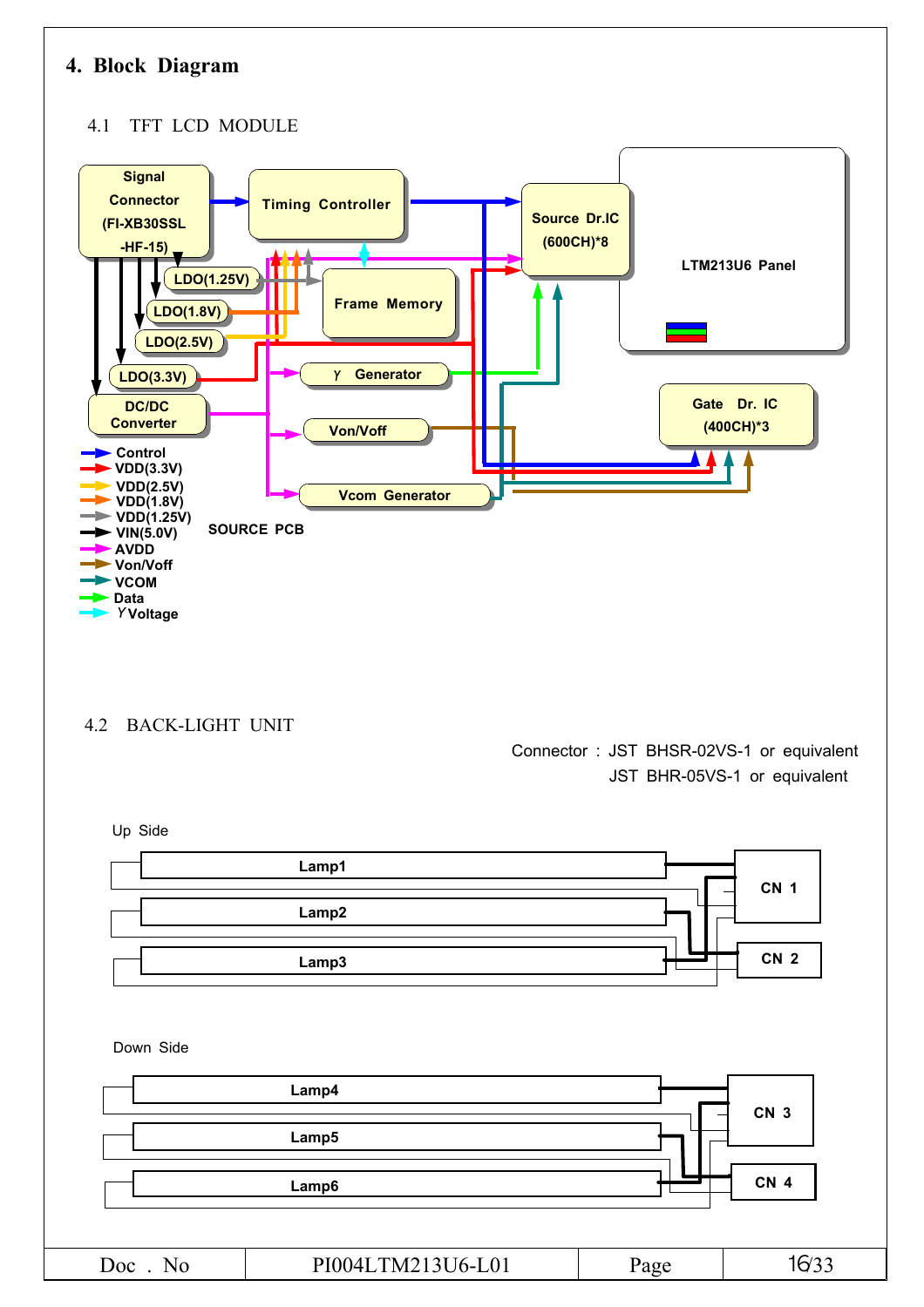# 4. Block Diagram

## 4.1 TFT LCD MODULE

Signal Connector (FI-XB30SSL-HF-15)

Timing Controller

Source Dr.IC (600CH)*8

LTM213U6 Panel

LDO(1.25V)

LDO(1.8V)

LDO(2.5V)

LDO(3.3V)

Frame Memory

γ Generator

DC/DC Converter

Von/Voff

Gate Dr. IC (400CH)*3

Vcom Generator

SOURCE PCB

- Control
- VDD(3.3V)
- VDD(2.5V)
- VDD(1.8V)
- VDD(1.25V)
- VIN(5.0V)
- AVDD
- Von/Voff
- VCOM
- Data
- γVoltage

## 4.2 BACK-LIGHT UNIT

Connector : JST BHSR-02VS-1 or equivalent
JST BHR-05VS-1 or equivalent

Up Side

Lamp1

Lamp2

Lamp3

CN 1

CN 2

Down Side

Lamp4

Lamp5

Lamp6

CN 3

CN 4

| Doc . No | PI004LTM213U6-L01 | Page | 16/33 |
|---|---|---|---|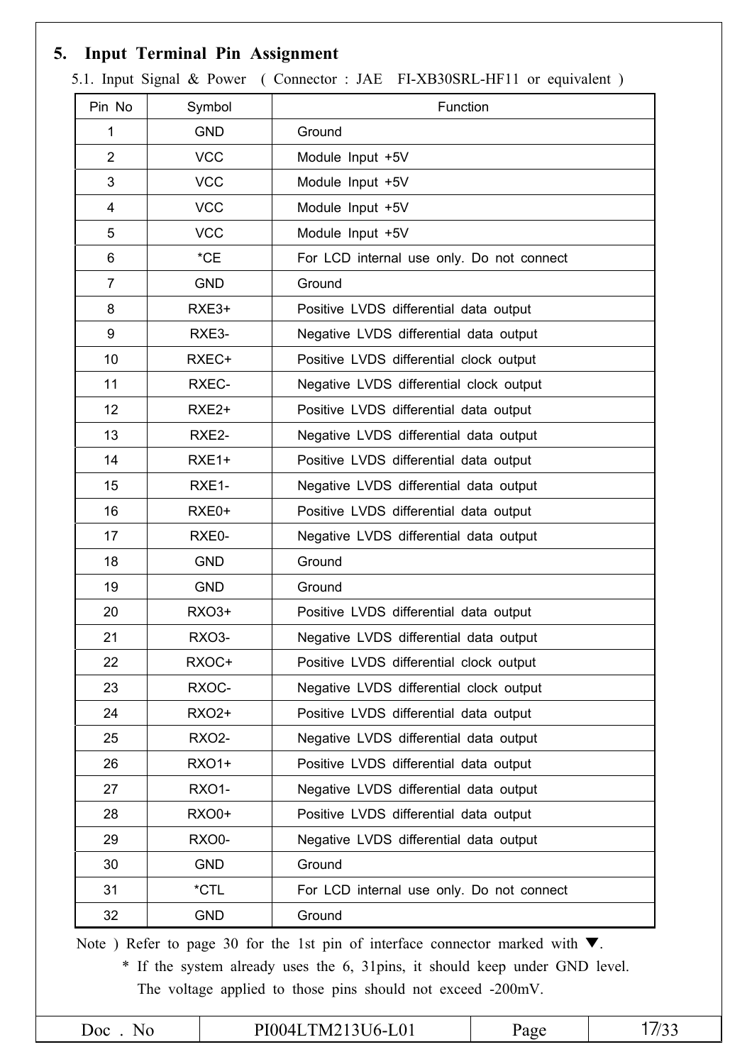## 5. Input Terminal Pin Assignment

5.1. Input Signal & Power ( Connector : JAE FI-XB30SRL-HF11 or equivalent )

| Pin No | Symbol | Function |
|---|---|---|
| 1 | GND | Ground |
| 2 | VCC | Module Input +5V |
| 3 | VCC | Module Input +5V |
| 4 | VCC | Module Input +5V |
| 5 | VCC | Module Input +5V |
| 6 | *CE | For LCD internal use only. Do not connect |
| 7 | GND | Ground |
| 8 | RXE3+ | Positive LVDS differential data output |
| 9 | RXE3- | Negative LVDS differential data output |
| 10 | RXEC+ | Positive LVDS differential clock output |
| 11 | RXEC- | Negative LVDS differential clock output |
| 12 | RXE2+ | Positive LVDS differential data output |
| 13 | RXE2- | Negative LVDS differential data output |
| 14 | RXE1+ | Positive LVDS differential data output |
| 15 | RXE1- | Negative LVDS differential data output |
| 16 | RXE0+ | Positive LVDS differential data output |
| 17 | RXE0- | Negative LVDS differential data output |
| 18 | GND | Ground |
| 19 | GND | Ground |
| 20 | RXO3+ | Positive LVDS differential data output |
| 21 | RXO3- | Negative LVDS differential data output |
| 22 | RXOC+ | Positive LVDS differential clock output |
| 23 | RXOC- | Negative LVDS differential clock output |
| 24 | RXO2+ | Positive LVDS differential data output |
| 25 | RXO2- | Negative LVDS differential data output |
| 26 | RXO1+ | Positive LVDS differential data output |
| 27 | RXO1- | Negative LVDS differential data output |
| 28 | RXO0+ | Positive LVDS differential data output |
| 29 | RXO0- | Negative LVDS differential data output |
| 30 | GND | Ground |
| 31 | *CTL | For LCD internal use only. Do not connect |
| 32 | GND | Ground |

Note ) Refer to page 30 for the 1st pin of interface connector marked with ▼.

\* If the system already uses the 6, 31pins, it should keep under GND level. The voltage applied to those pins should not exceed -200mV.

| Doc . No | PI004LTM213U6-L01 | Page | 17/33 |
|---|---|---|---|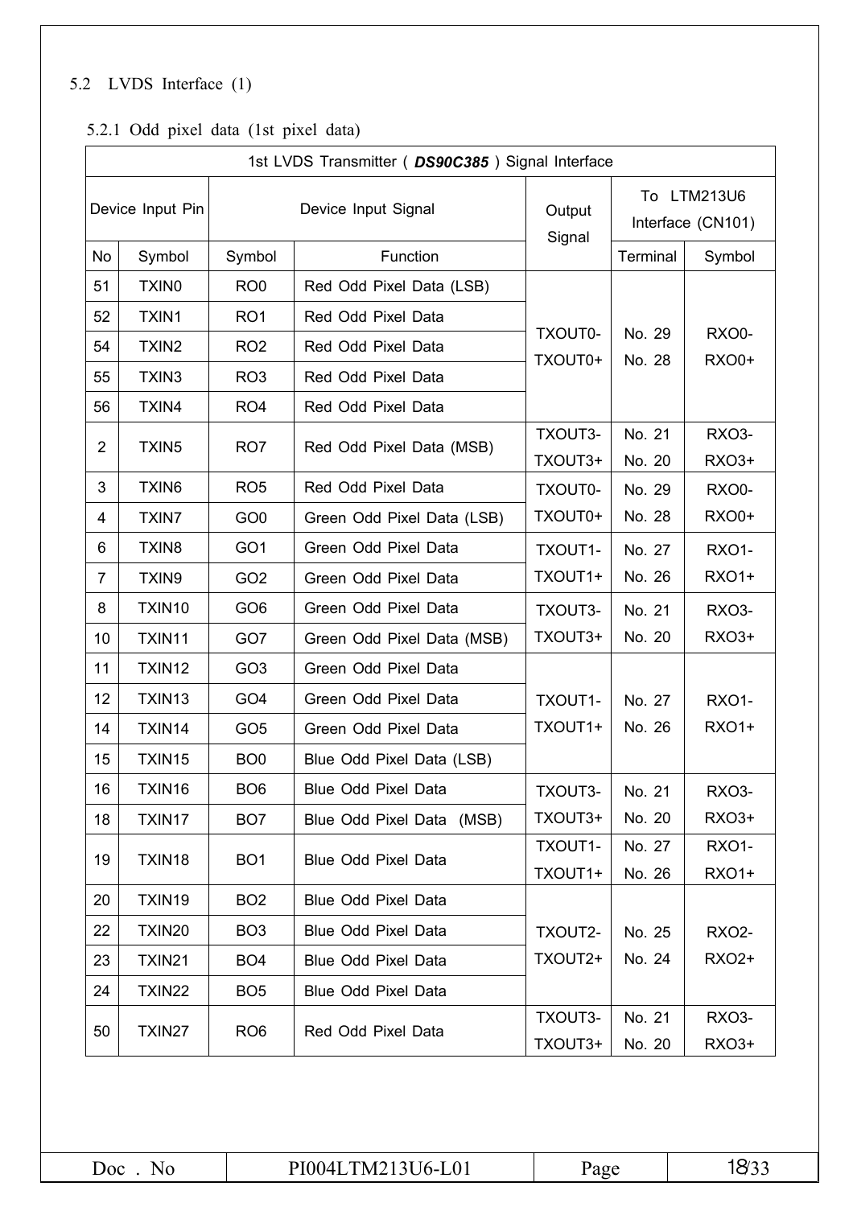## 5.2 LVDS Interface (1)

### 5.2.1 Odd pixel data (1st pixel data)

| 1st LVDS Transmitter ( ***DS90C385*** ) Signal Interface | | | | | | |
|---|---|---|---|---|---|---|
| Device Input Pin | | Device Input Signal | | Output Signal | To LTM213U6 Interface (CN101) | |
| No | Symbol | Symbol | Function | | Terminal | Symbol |
| 51 | TXIN0 | RO0 | Red Odd Pixel Data (LSB) | TXOUT0- TXOUT0+ | No. 29 No. 28 | RXO0- RXO0+ |
| 52 | TXIN1 | RO1 | Red Odd Pixel Data | | | |
| 54 | TXIN2 | RO2 | Red Odd Pixel Data | | | |
| 55 | TXIN3 | RO3 | Red Odd Pixel Data | | | |
| 56 | TXIN4 | RO4 | Red Odd Pixel Data | | | |
| 2 | TXIN5 | RO7 | Red Odd Pixel Data (MSB) | TXOUT3- TXOUT3+ | No. 21 No. 20 | RXO3- RXO3+ |
| 3 | TXIN6 | RO5 | Red Odd Pixel Data | TXOUT0- TXOUT0+ | No. 29 No. 28 | RXO0- RXO0+ |
| 4 | TXIN7 | GO0 | Green Odd Pixel Data (LSB) | | | |
| 6 | TXIN8 | GO1 | Green Odd Pixel Data | TXOUT1- TXOUT1+ | No. 27 No. 26 | RXO1- RXO1+ |
| 7 | TXIN9 | GO2 | Green Odd Pixel Data | | | |
| 8 | TXIN10 | GO6 | Green Odd Pixel Data | TXOUT3- TXOUT3+ | No. 21 No. 20 | RXO3- RXO3+ |
| 10 | TXIN11 | GO7 | Green Odd Pixel Data (MSB) | | | |
| 11 | TXIN12 | GO3 | Green Odd Pixel Data | TXOUT1- TXOUT1+ | No. 27 No. 26 | RXO1- RXO1+ |
| 12 | TXIN13 | GO4 | Green Odd Pixel Data | | | |
| 14 | TXIN14 | GO5 | Green Odd Pixel Data | | | |
| 15 | TXIN15 | BO0 | Blue Odd Pixel Data (LSB) | | | |
| 16 | TXIN16 | BO6 | Blue Odd Pixel Data | TXOUT3- TXOUT3+ | No. 21 No. 20 | RXO3- RXO3+ |
| 18 | TXIN17 | BO7 | Blue Odd Pixel Data (MSB) | | | |
| 19 | TXIN18 | BO1 | Blue Odd Pixel Data | TXOUT1- TXOUT1+ | No. 27 No. 26 | RXO1- RXO1+ |
| 20 | TXIN19 | BO2 | Blue Odd Pixel Data | TXOUT2- TXOUT2+ | No. 25 No. 24 | RXO2- RXO2+ |
| 22 | TXIN20 | BO3 | Blue Odd Pixel Data | | | |
| 23 | TXIN21 | BO4 | Blue Odd Pixel Data | | | |
| 24 | TXIN22 | BO5 | Blue Odd Pixel Data | | | |
| 50 | TXIN27 | RO6 | Red Odd Pixel Data | TXOUT3- TXOUT3+ | No. 21 No. 20 | RXO3- RXO3+ |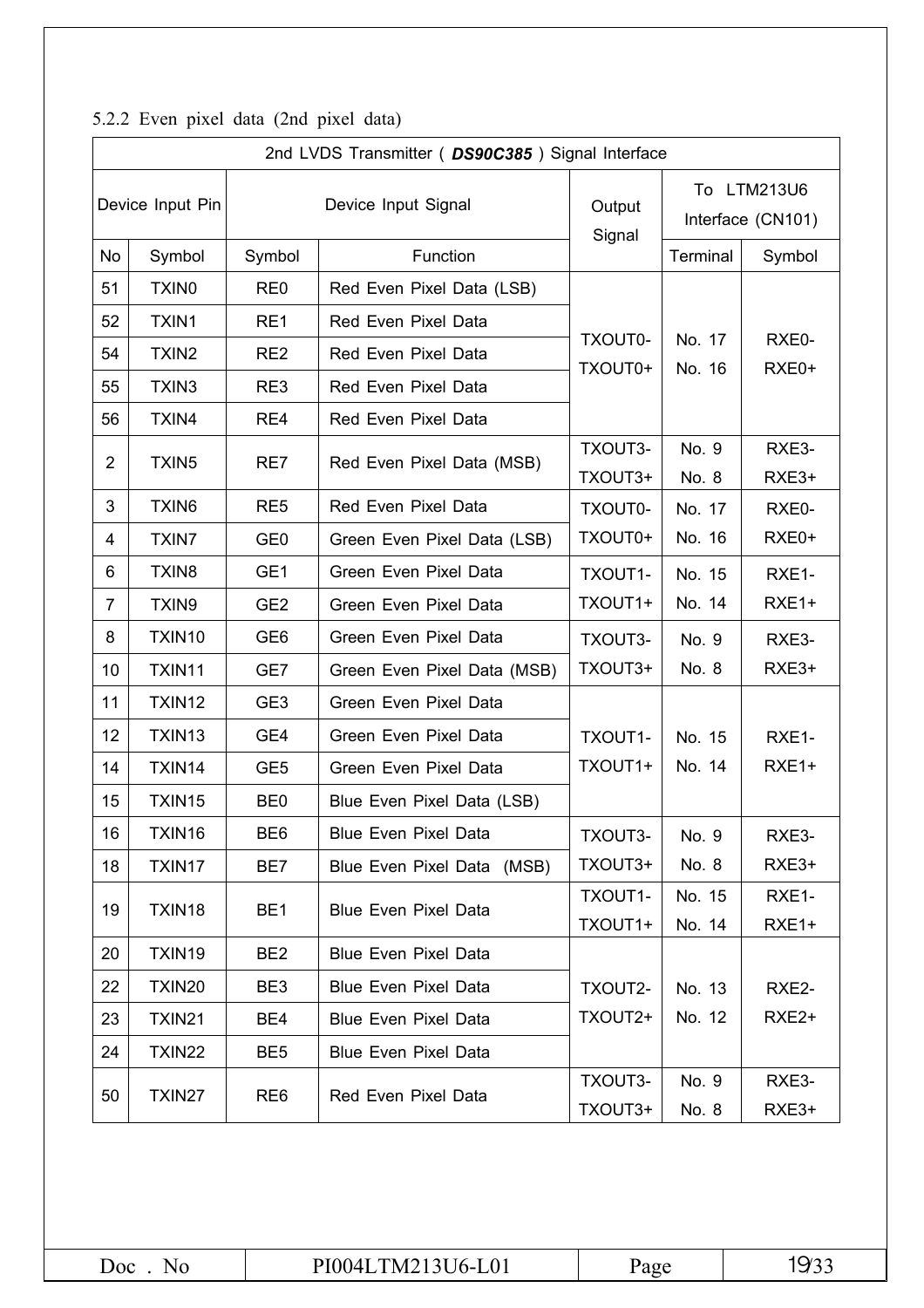5.2.2 Even pixel data (2nd pixel data)

| 2nd LVDS Transmitter ( ***DS90C385*** ) Signal Interface | | | | | | |
|---|---|---|---|---|---|---|
| Device Input Pin | | Device Input Signal | | Output Signal | To LTM213U6 Interface (CN101) | |
| No | Symbol | Symbol | Function | | Terminal | Symbol |
| 51 | TXIN0 | RE0 | Red Even Pixel Data (LSB) | TXOUT0- TXOUT0+ | No. 17 No. 16 | RXE0- RXE0+ |
| 52 | TXIN1 | RE1 | Red Even Pixel Data | | | |
| 54 | TXIN2 | RE2 | Red Even Pixel Data | | | |
| 55 | TXIN3 | RE3 | Red Even Pixel Data | | | |
| 56 | TXIN4 | RE4 | Red Even Pixel Data | | | |
| 2 | TXIN5 | RE7 | Red Even Pixel Data (MSB) | TXOUT3- TXOUT3+ | No. 9 No. 8 | RXE3- RXE3+ |
| 3 | TXIN6 | RE5 | Red Even Pixel Data | TXOUT0- TXOUT0+ | No. 17 No. 16 | RXE0- RXE0+ |
| 4 | TXIN7 | GE0 | Green Even Pixel Data (LSB) | | | |
| 6 | TXIN8 | GE1 | Green Even Pixel Data | TXOUT1- TXOUT1+ | No. 15 No. 14 | RXE1- RXE1+ |
| 7 | TXIN9 | GE2 | Green Even Pixel Data | | | |
| 8 | TXIN10 | GE6 | Green Even Pixel Data | TXOUT3- TXOUT3+ | No. 9 No. 8 | RXE3- RXE3+ |
| 10 | TXIN11 | GE7 | Green Even Pixel Data (MSB) | | | |
| 11 | TXIN12 | GE3 | Green Even Pixel Data | TXOUT1- TXOUT1+ | No. 15 No. 14 | RXE1- RXE1+ |
| 12 | TXIN13 | GE4 | Green Even Pixel Data | | | |
| 14 | TXIN14 | GE5 | Green Even Pixel Data | | | |
| 15 | TXIN15 | BE0 | Blue Even Pixel Data (LSB) | | | |
| 16 | TXIN16 | BE6 | Blue Even Pixel Data | TXOUT3- TXOUT3+ | No. 9 No. 8 | RXE3- RXE3+ |
| 18 | TXIN17 | BE7 | Blue Even Pixel Data (MSB) | | | |
| 19 | TXIN18 | BE1 | Blue Even Pixel Data | TXOUT1- TXOUT1+ | No. 15 No. 14 | RXE1- RXE1+ |
| 20 | TXIN19 | BE2 | Blue Even Pixel Data | TXOUT2- TXOUT2+ | No. 13 No. 12 | RXE2- RXE2+ |
| 22 | TXIN20 | BE3 | Blue Even Pixel Data | | | |
| 23 | TXIN21 | BE4 | Blue Even Pixel Data | | | |
| 24 | TXIN22 | BE5 | Blue Even Pixel Data | | | |
| 50 | TXIN27 | RE6 | Red Even Pixel Data | TXOUT3- TXOUT3+ | No. 9 No. 8 | RXE3- RXE3+ |

| Doc . No | PI004LTM213U6-L01 | Page | 19/33 |
|---|---|---|---|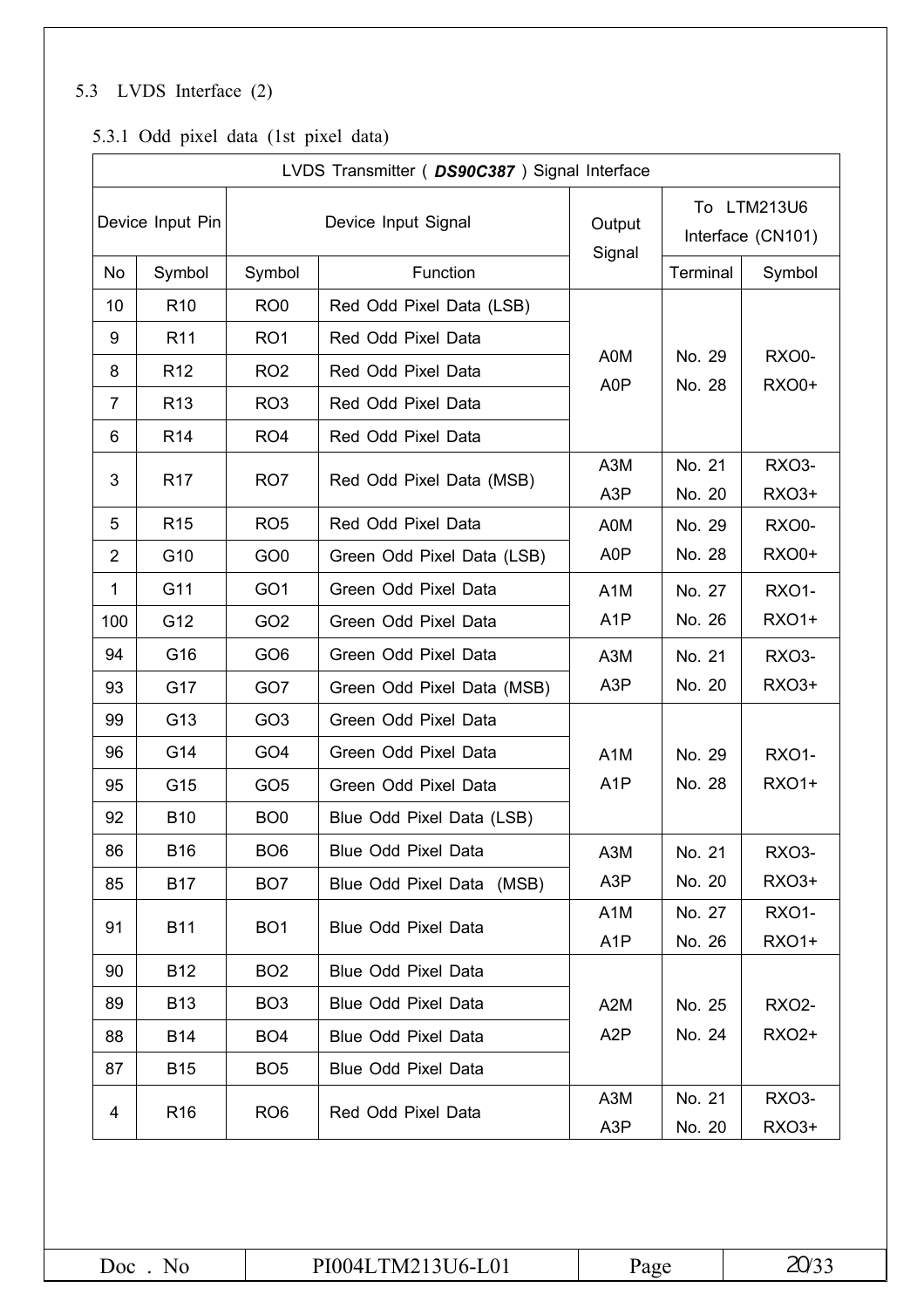## 5.3 LVDS Interface (2)

### 5.3.1 Odd pixel data (1st pixel data)

| LVDS Transmitter ( ***DS90C387*** ) Signal Interface | | | | | | |
|---|---|---|---|---|---|---|
| Device Input Pin | | Device Input Signal | | Output Signal | To LTM213U6 Interface (CN101) | |
| No | Symbol | Symbol | Function | | Terminal | Symbol |
| 10 | R10 | RO0 | Red Odd Pixel Data (LSB) | A0M A0P | No. 29 No. 28 | RXO0- RXO0+ |
| 9 | R11 | RO1 | Red Odd Pixel Data | | | |
| 8 | R12 | RO2 | Red Odd Pixel Data | | | |
| 7 | R13 | RO3 | Red Odd Pixel Data | | | |
| 6 | R14 | RO4 | Red Odd Pixel Data | | | |
| 3 | R17 | RO7 | Red Odd Pixel Data (MSB) | A3M A3P | No. 21 No. 20 | RXO3- RXO3+ |
| 5 | R15 | RO5 | Red Odd Pixel Data | A0M A0P | No. 29 No. 28 | RXO0- RXO0+ |
| 2 | G10 | GO0 | Green Odd Pixel Data (LSB) | | | |
| 1 | G11 | GO1 | Green Odd Pixel Data | A1M A1P | No. 27 No. 26 | RXO1- RXO1+ |
| 100 | G12 | GO2 | Green Odd Pixel Data | | | |
| 94 | G16 | GO6 | Green Odd Pixel Data | A3M A3P | No. 21 No. 20 | RXO3- RXO3+ |
| 93 | G17 | GO7 | Green Odd Pixel Data (MSB) | | | |
| 99 | G13 | GO3 | Green Odd Pixel Data | A1M A1P | No. 29 No. 28 | RXO1- RXO1+ |
| 96 | G14 | GO4 | Green Odd Pixel Data | | | |
| 95 | G15 | GO5 | Green Odd Pixel Data | | | |
| 92 | B10 | BO0 | Blue Odd Pixel Data (LSB) | | | |
| 86 | B16 | BO6 | Blue Odd Pixel Data | A3M A3P | No. 21 No. 20 | RXO3- RXO3+ |
| 85 | B17 | BO7 | Blue Odd Pixel Data (MSB) | | | |
| 91 | B11 | BO1 | Blue Odd Pixel Data | A1M A1P | No. 27 No. 26 | RXO1- RXO1+ |
| 90 | B12 | BO2 | Blue Odd Pixel Data | A2M A2P | No. 25 No. 24 | RXO2- RXO2+ |
| 89 | B13 | BO3 | Blue Odd Pixel Data | | | |
| 88 | B14 | BO4 | Blue Odd Pixel Data | | | |
| 87 | B15 | BO5 | Blue Odd Pixel Data | | | |
| 4 | R16 | RO6 | Red Odd Pixel Data | A3M A3P | No. 21 No. 20 | RXO3- RXO3+ |

| Doc . No | PI004LTM213U6-L01 | Page | 20/33 |
|---|---|---|---|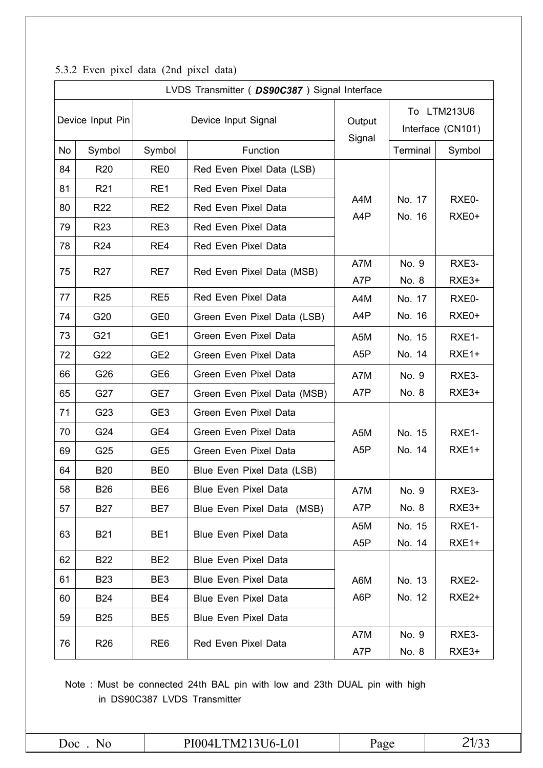5.3.2 Even pixel data (2nd pixel data)

| LVDS Transmitter ( ***DS90C387*** ) Signal Interface | | | | | | |
|---|---|---|---|---|---|---|
| Device Input Pin | | Device Input Signal | | Output Signal | To LTM213U6 Interface (CN101) | |
| No | Symbol | Symbol | Function | | Terminal | Symbol |
| 84 | R20 | RE0 | Red Even Pixel Data (LSB) | A4M A4P | No. 17 No. 16 | RXE0- RXE0+ |
| 81 | R21 | RE1 | Red Even Pixel Data | | | |
| 80 | R22 | RE2 | Red Even Pixel Data | | | |
| 79 | R23 | RE3 | Red Even Pixel Data | | | |
| 78 | R24 | RE4 | Red Even Pixel Data | | | |
| 75 | R27 | RE7 | Red Even Pixel Data (MSB) | A7M A7P | No. 9 No. 8 | RXE3- RXE3+ |
| 77 | R25 | RE5 | Red Even Pixel Data | A4M A4P | No. 17 No. 16 | RXE0- RXE0+ |
| 74 | G20 | GE0 | Green Even Pixel Data (LSB) | | | |
| 73 | G21 | GE1 | Green Even Pixel Data | A5M A5P | No. 15 No. 14 | RXE1- RXE1+ |
| 72 | G22 | GE2 | Green Even Pixel Data | | | |
| 66 | G26 | GE6 | Green Even Pixel Data | A7M A7P | No. 9 No. 8 | RXE3- RXE3+ |
| 65 | G27 | GE7 | Green Even Pixel Data (MSB) | | | |
| 71 | G23 | GE3 | Green Even Pixel Data | A5M A5P | No. 15 No. 14 | RXE1- RXE1+ |
| 70 | G24 | GE4 | Green Even Pixel Data | | | |
| 69 | G25 | GE5 | Green Even Pixel Data | | | |
| 64 | B20 | BE0 | Blue Even Pixel Data (LSB) | | | |
| 58 | B26 | BE6 | Blue Even Pixel Data | A7M A7P | No. 9 No. 8 | RXE3- RXE3+ |
| 57 | B27 | BE7 | Blue Even Pixel Data (MSB) | | | |
| 63 | B21 | BE1 | Blue Even Pixel Data | A5M A5P | No. 15 No. 14 | RXE1- RXE1+ |
| 62 | B22 | BE2 | Blue Even Pixel Data | A6M A6P | No. 13 No. 12 | RXE2- RXE2+ |
| 61 | B23 | BE3 | Blue Even Pixel Data | | | |
| 60 | B24 | BE4 | Blue Even Pixel Data | | | |
| 59 | B25 | BE5 | Blue Even Pixel Data | | | |
| 76 | R26 | RE6 | Red Even Pixel Data | A7M A7P | No. 9 No. 8 | RXE3- RXE3+ |

Note : Must be connected 24th BAL pin with low and 23th DUAL pin with high in DS90C387 LVDS Transmitter

| Doc . No | PI004LTM213U6-L01 | Page | 21/33 |
|---|---|---|---|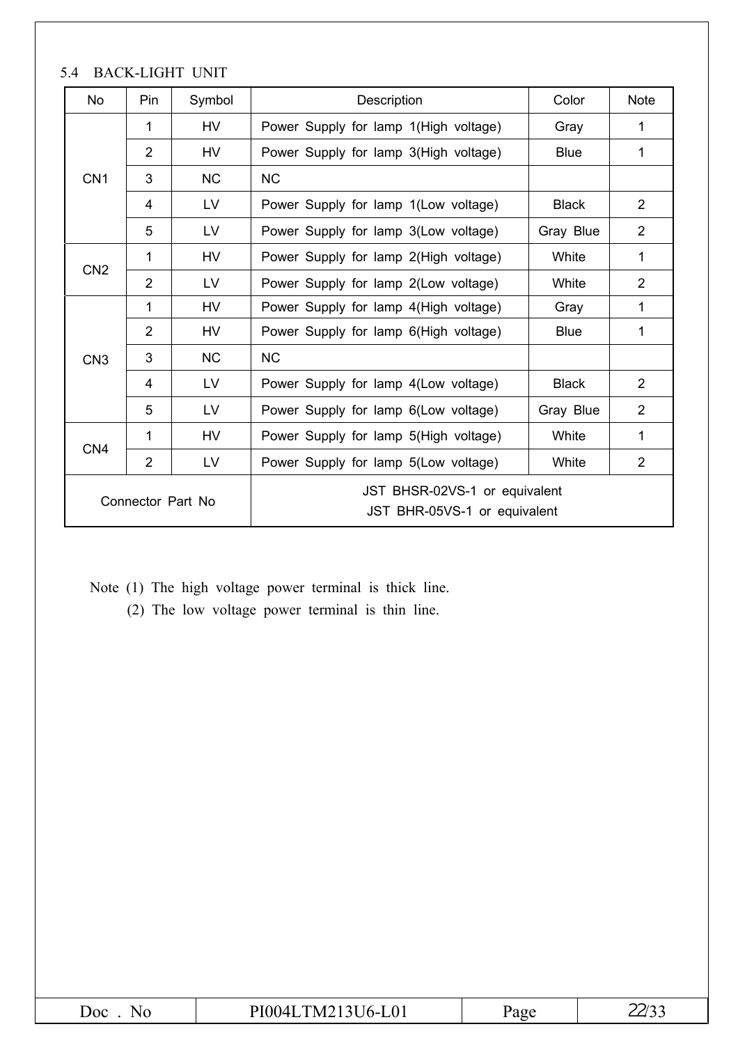## 5.4 BACK-LIGHT UNIT

| No | Pin | Symbol | Description | Color | Note |
|---|---|---|---|---|---|
| CN1 | 1 | HV | Power Supply for lamp 1(High voltage) | Gray | 1 |
| | 2 | HV | Power Supply for lamp 3(High voltage) | Blue | 1 |
| | 3 | NC | NC | | |
| | 4 | LV | Power Supply for lamp 1(Low voltage) | Black | 2 |
| | 5 | LV | Power Supply for lamp 3(Low voltage) | Gray Blue | 2 |
| CN2 | 1 | HV | Power Supply for lamp 2(High voltage) | White | 1 |
| | 2 | LV | Power Supply for lamp 2(Low voltage) | White | 2 |
| CN3 | 1 | HV | Power Supply for lamp 4(High voltage) | Gray | 1 |
| | 2 | HV | Power Supply for lamp 6(High voltage) | Blue | 1 |
| | 3 | NC | NC | | |
| | 4 | LV | Power Supply for lamp 4(Low voltage) | Black | 2 |
| | 5 | LV | Power Supply for lamp 6(Low voltage) | Gray Blue | 2 |
| CN4 | 1 | HV | Power Supply for lamp 5(High voltage) | White | 1 |
| | 2 | LV | Power Supply for lamp 5(Low voltage) | White | 2 |
| Connector Part No | | | JST BHSR-02VS-1 or equivalent<br>JST BHR-05VS-1 or equivalent | | |

Note (1) The high voltage power terminal is thick line.

(2) The low voltage power terminal is thin line.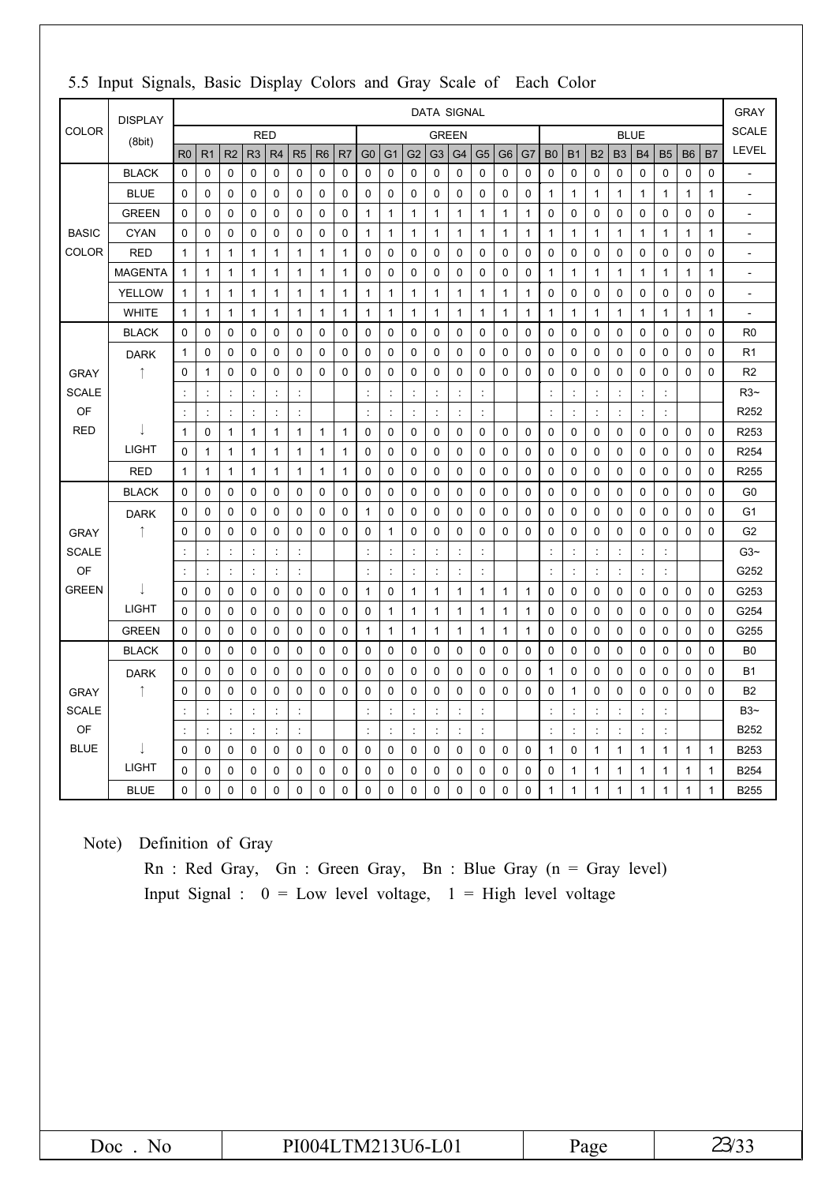## 5.5 Input Signals, Basic Display Colors and Gray Scale of Each Color

| COLOR | DISPLAY (8bit) | DATA SIGNAL | | | | | | | | | | | | | | | | | | | | | | | | GRAY SCALE LEVEL |
|---|---|---|---|---|---|---|---|---|---|---|---|---|---|---|---|---|---|---|---|---|---|---|---|---|---|---|
| | | RED | | | | | | | | GREEN | | | | | | | | BLUE | | | | | | | | |
| | | R0 | R1 | R2 | R3 | R4 | R5 | R6 | R7 | G0 | G1 | G2 | G3 | G4 | G5 | G6 | G7 | B0 | B1 | B2 | B3 | B4 | B5 | B6 | B7 | |
| BASIC COLOR | BLACK | 0 | 0 | 0 | 0 | 0 | 0 | 0 | 0 | 0 | 0 | 0 | 0 | 0 | 0 | 0 | 0 | 0 | 0 | 0 | 0 | 0 | 0 | 0 | 0 | - |
| | BLUE | 0 | 0 | 0 | 0 | 0 | 0 | 0 | 0 | 0 | 0 | 0 | 0 | 0 | 0 | 0 | 0 | 1 | 1 | 1 | 1 | 1 | 1 | 1 | 1 | - |
| | GREEN | 0 | 0 | 0 | 0 | 0 | 0 | 0 | 0 | 1 | 1 | 1 | 1 | 1 | 1 | 1 | 1 | 0 | 0 | 0 | 0 | 0 | 0 | 0 | 0 | - |
| | CYAN | 0 | 0 | 0 | 0 | 0 | 0 | 0 | 0 | 1 | 1 | 1 | 1 | 1 | 1 | 1 | 1 | 1 | 1 | 1 | 1 | 1 | 1 | 1 | 1 | - |
| | RED | 1 | 1 | 1 | 1 | 1 | 1 | 1 | 1 | 0 | 0 | 0 | 0 | 0 | 0 | 0 | 0 | 0 | 0 | 0 | 0 | 0 | 0 | 0 | 0 | - |
| | MAGENTA | 1 | 1 | 1 | 1 | 1 | 1 | 1 | 1 | 0 | 0 | 0 | 0 | 0 | 0 | 0 | 0 | 1 | 1 | 1 | 1 | 1 | 1 | 1 | 1 | - |
| | YELLOW | 1 | 1 | 1 | 1 | 1 | 1 | 1 | 1 | 1 | 1 | 1 | 1 | 1 | 1 | 1 | 1 | 0 | 0 | 0 | 0 | 0 | 0 | 0 | 0 | - |
| | WHITE | 1 | 1 | 1 | 1 | 1 | 1 | 1 | 1 | 1 | 1 | 1 | 1 | 1 | 1 | 1 | 1 | 1 | 1 | 1 | 1 | 1 | 1 | 1 | 1 | - |
| GRAY SCALE OF RED | BLACK | 0 | 0 | 0 | 0 | 0 | 0 | 0 | 0 | 0 | 0 | 0 | 0 | 0 | 0 | 0 | 0 | 0 | 0 | 0 | 0 | 0 | 0 | 0 | 0 | R0 |
| | DARK | 1 | 0 | 0 | 0 | 0 | 0 | 0 | 0 | 0 | 0 | 0 | 0 | 0 | 0 | 0 | 0 | 0 | 0 | 0 | 0 | 0 | 0 | 0 | 0 | R1 |
| | ↑ | 0 | 1 | 0 | 0 | 0 | 0 | 0 | 0 | 0 | 0 | 0 | 0 | 0 | 0 | 0 | 0 | 0 | 0 | 0 | 0 | 0 | 0 | 0 | 0 | R2 |
| | | : | : | : | : | : | : | | | : | : | : | : | : | : | | | : | : | : | : | : | : | | | R3~ |
| | | : | : | : | : | : | : | | | : | : | : | : | : | : | | | : | : | : | : | : | : | | | R252 |
| | ↓ | 1 | 0 | 1 | 1 | 1 | 1 | 1 | 1 | 0 | 0 | 0 | 0 | 0 | 0 | 0 | 0 | 0 | 0 | 0 | 0 | 0 | 0 | 0 | 0 | R253 |
| | LIGHT | 0 | 1 | 1 | 1 | 1 | 1 | 1 | 1 | 0 | 0 | 0 | 0 | 0 | 0 | 0 | 0 | 0 | 0 | 0 | 0 | 0 | 0 | 0 | 0 | R254 |
| | RED | 1 | 1 | 1 | 1 | 1 | 1 | 1 | 1 | 0 | 0 | 0 | 0 | 0 | 0 | 0 | 0 | 0 | 0 | 0 | 0 | 0 | 0 | 0 | 0 | R255 |
| GRAY SCALE OF GREEN | BLACK | 0 | 0 | 0 | 0 | 0 | 0 | 0 | 0 | 0 | 0 | 0 | 0 | 0 | 0 | 0 | 0 | 0 | 0 | 0 | 0 | 0 | 0 | 0 | 0 | G0 |
| | DARK | 0 | 0 | 0 | 0 | 0 | 0 | 0 | 0 | 1 | 0 | 0 | 0 | 0 | 0 | 0 | 0 | 0 | 0 | 0 | 0 | 0 | 0 | 0 | 0 | G1 |
| | ↑ | 0 | 0 | 0 | 0 | 0 | 0 | 0 | 0 | 0 | 1 | 0 | 0 | 0 | 0 | 0 | 0 | 0 | 0 | 0 | 0 | 0 | 0 | 0 | 0 | G2 |
| | | : | : | : | : | : | : | | | : | : | : | : | : | : | | | : | : | : | : | : | : | | | G3~ |
| | | : | : | : | : | : | : | | | : | : | : | : | : | : | | | : | : | : | : | : | : | | | G252 |
| | ↓ | 0 | 0 | 0 | 0 | 0 | 0 | 0 | 0 | 1 | 0 | 1 | 1 | 1 | 1 | 1 | 1 | 0 | 0 | 0 | 0 | 0 | 0 | 0 | 0 | G253 |
| | LIGHT | 0 | 0 | 0 | 0 | 0 | 0 | 0 | 0 | 0 | 1 | 1 | 1 | 1 | 1 | 1 | 1 | 0 | 0 | 0 | 0 | 0 | 0 | 0 | 0 | G254 |
| | GREEN | 0 | 0 | 0 | 0 | 0 | 0 | 0 | 0 | 1 | 1 | 1 | 1 | 1 | 1 | 1 | 1 | 0 | 0 | 0 | 0 | 0 | 0 | 0 | 0 | G255 |
| GRAY SCALE OF BLUE | BLACK | 0 | 0 | 0 | 0 | 0 | 0 | 0 | 0 | 0 | 0 | 0 | 0 | 0 | 0 | 0 | 0 | 0 | 0 | 0 | 0 | 0 | 0 | 0 | 0 | B0 |
| | DARK | 0 | 0 | 0 | 0 | 0 | 0 | 0 | 0 | 0 | 0 | 0 | 0 | 0 | 0 | 0 | 0 | 1 | 0 | 0 | 0 | 0 | 0 | 0 | 0 | B1 |
| | ↑ | 0 | 0 | 0 | 0 | 0 | 0 | 0 | 0 | 0 | 0 | 0 | 0 | 0 | 0 | 0 | 0 | 0 | 1 | 0 | 0 | 0 | 0 | 0 | 0 | B2 |
| | | : | : | : | : | : | : | | | : | : | : | : | : | : | | | : | : | : | : | : | : | | | B3~ |
| | | : | : | : | : | : | : | | | : | : | : | : | : | : | | | : | : | : | : | : | : | | | B252 |
| | ↓ | 0 | 0 | 0 | 0 | 0 | 0 | 0 | 0 | 0 | 0 | 0 | 0 | 0 | 0 | 0 | 0 | 1 | 0 | 1 | 1 | 1 | 1 | 1 | 1 | B253 |
| | LIGHT | 0 | 0 | 0 | 0 | 0 | 0 | 0 | 0 | 0 | 0 | 0 | 0 | 0 | 0 | 0 | 0 | 0 | 1 | 1 | 1 | 1 | 1 | 1 | 1 | B254 |
| | BLUE | 0 | 0 | 0 | 0 | 0 | 0 | 0 | 0 | 0 | 0 | 0 | 0 | 0 | 0 | 0 | 0 | 1 | 1 | 1 | 1 | 1 | 1 | 1 | 1 | B255 |

Note) Definition of Gray

Rn : Red Gray, Gn : Green Gray, Bn : Blue Gray (n = Gray level)

Input Signal : 0 = Low level voltage, 1 = High level voltage

| Doc . No | PI004LTM213U6-L01 | Page | 23/33 |
|---|---|---|---|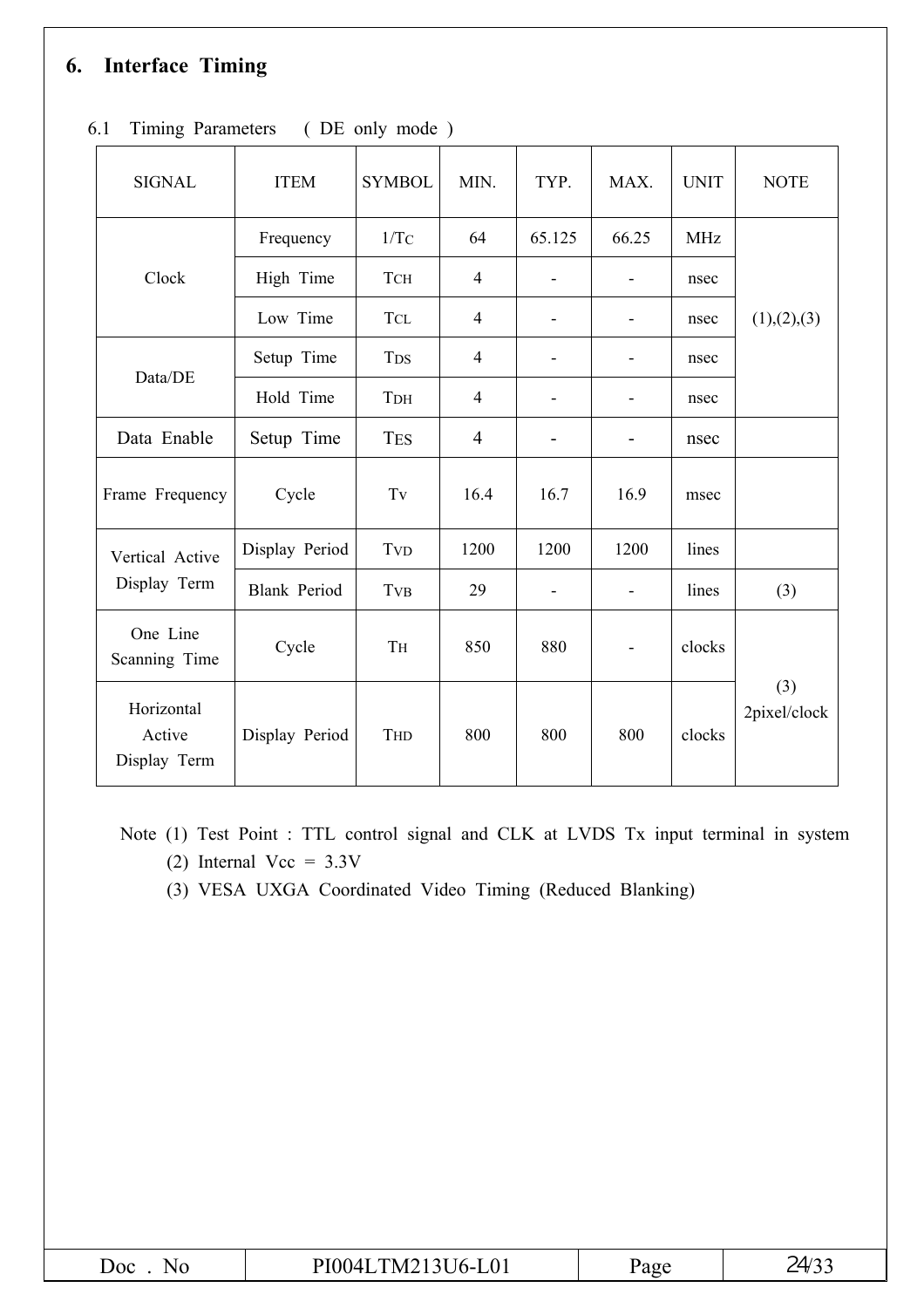# 6. Interface Timing

## 6.1 Timing Parameters ( DE only mode )

| SIGNAL | ITEM | SYMBOL | MIN. | TYP. | MAX. | UNIT | NOTE |
|---|---|---|---|---|---|---|---|
| Clock | Frequency | $1/T_C$ | 64 | 65.125 | 66.25 | MHz | (1),(2),(3) |
| | High Time | $T_{CH}$ | 4 | - | - | nsec | |
| | Low Time | $T_{CL}$ | 4 | - | - | nsec | |
| Data/DE | Setup Time | $T_{DS}$ | 4 | - | - | nsec | |
| | Hold Time | $T_{DH}$ | 4 | - | - | nsec | |
| Data Enable | Setup Time | $T_{ES}$ | 4 | - | - | nsec | |
| Frame Frequency | Cycle | $T_V$ | 16.4 | 16.7 | 16.9 | msec | |
| Vertical Active Display Term | Display Period | $T_{VD}$ | 1200 | 1200 | 1200 | lines | |
| | Blank Period | $T_{VB}$ | 29 | - | - | lines | (3) |
| One Line Scanning Time | Cycle | $T_H$ | 850 | 880 | - | clocks | (3) 2pixel/clock |
| Horizontal Active Display Term | Display Period | $T_{HD}$ | 800 | 800 | 800 | clocks | |

Note (1) Test Point : TTL control signal and CLK at LVDS Tx input terminal in system
(2) Internal Vcc = 3.3V
(3) VESA UXGA Coordinated Video Timing (Reduced Blanking)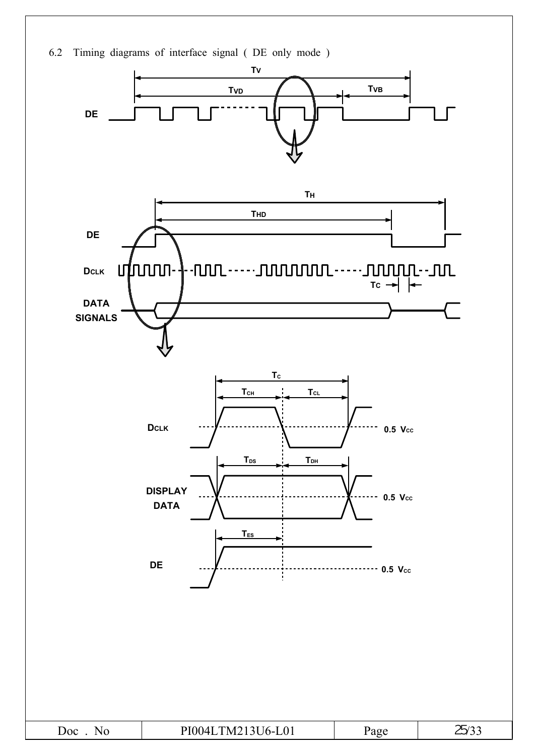6.2 Timing diagrams of interface signal ( DE only mode )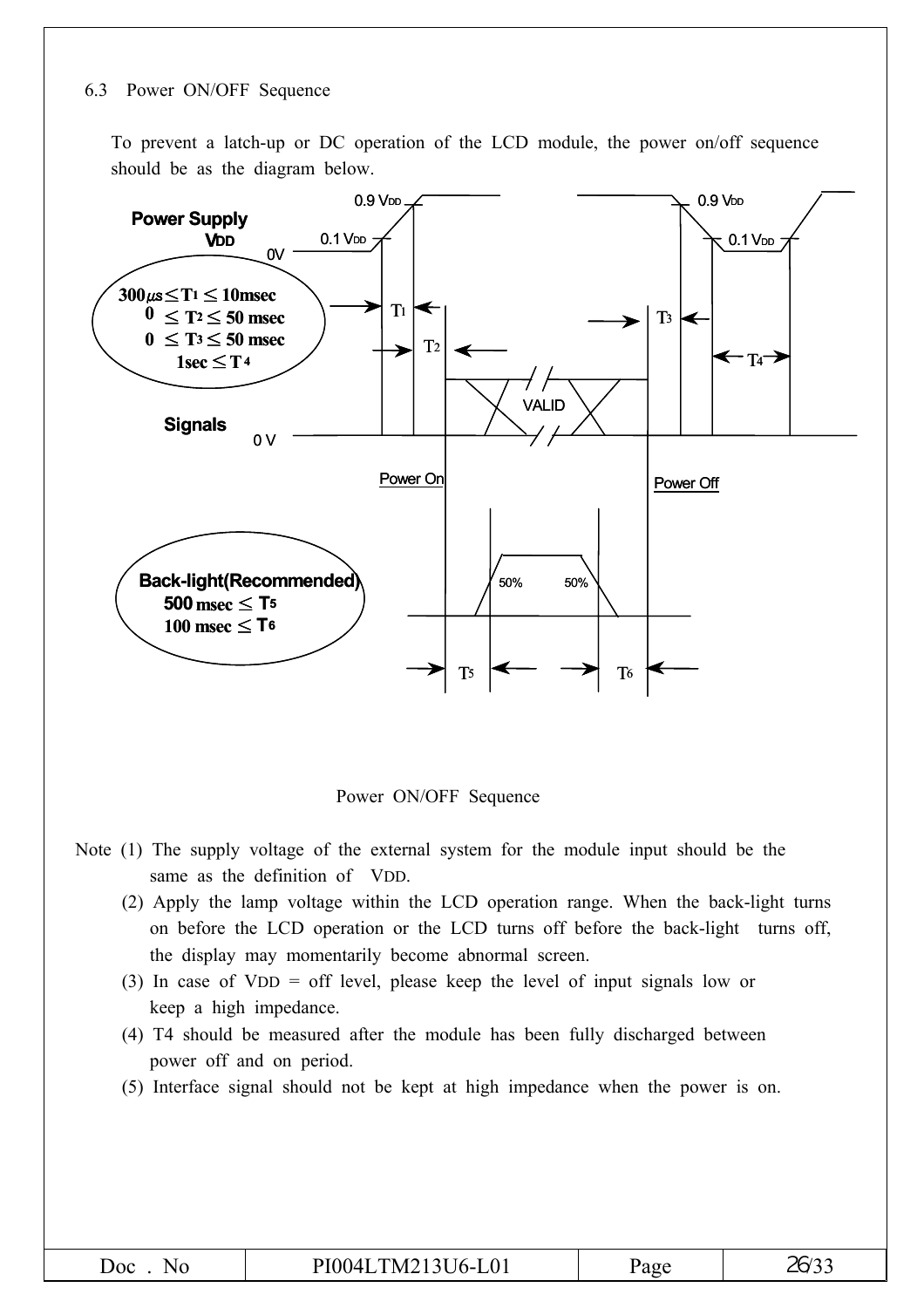6.3 Power ON/OFF Sequence

To prevent a latch-up or DC operation of the LCD module, the power on/off sequence should be as the diagram below.

**Power Supply**
**VDD**

0.9 VDD
0.1 VDD
0V

$300\mu s \leq T_1 \leq 10msec$
$0 \leq T_2 \leq 50$ msec
$0 \leq T_3 \leq 50$ msec
$1sec \leq T_4$

**Signals**
0 V

VALID

Power On
Power Off

**Back-light(Recommended)**
$500$ msec $\leq T_5$
$100$ msec $\leq T_6$

50% 50%

Power ON/OFF Sequence

Note (1) The supply voltage of the external system for the module input should be the same as the definition of VDD.

(2) Apply the lamp voltage within the LCD operation range. When the back-light turns on before the LCD operation or the LCD turns off before the back-light turns off, the display may momentarily become abnormal screen.

(3) In case of VDD = off level, please keep the level of input signals low or keep a high impedance.

(4) T4 should be measured after the module has been fully discharged between power off and on period.

(5) Interface signal should not be kept at high impedance when the power is on.

| Doc . No | PI004LTM213U6-L01 | Page | 26/33 |
|---|---|---|---|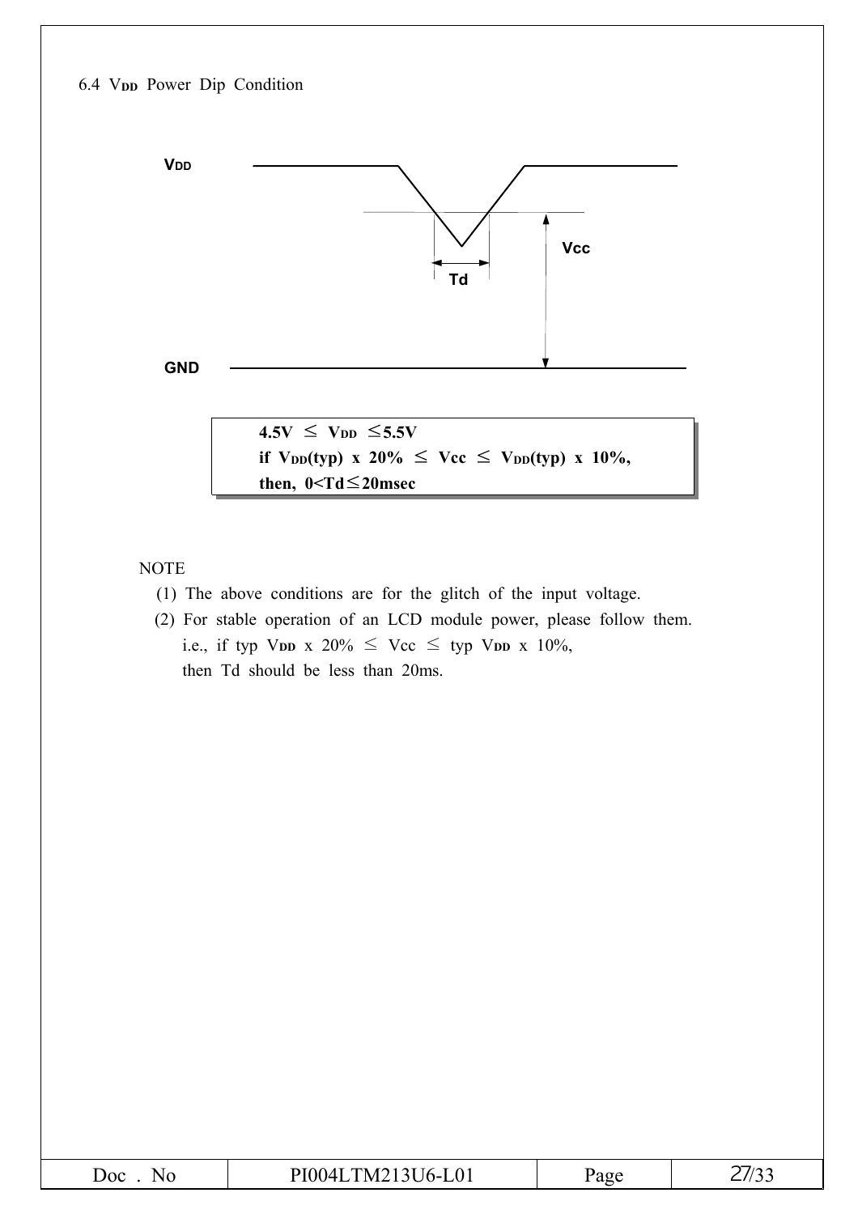## 6.4 $V_{DD}$ Power Dip Condition

VDD

Vcc

Td

GND

**$4.5V \le V_{DD} \le 5.5V$**
**if $V_{DD}(typ)$ x 20% ≤ Vcc ≤ $V_{DD}(typ)$ x 10%,**
**then, 0<Td≤20msec**

NOTE

(1) The above conditions are for the glitch of the input voltage.

(2) For stable operation of an LCD module power, please follow them.
i.e., if typ $V_{DD}$ x 20% ≤ Vcc ≤ typ $V_{DD}$ x 10%,
then Td should be less than 20ms.

| Doc . No | PI004LTM213U6-L01 | Page | 27/33 |
|---|---|---|---|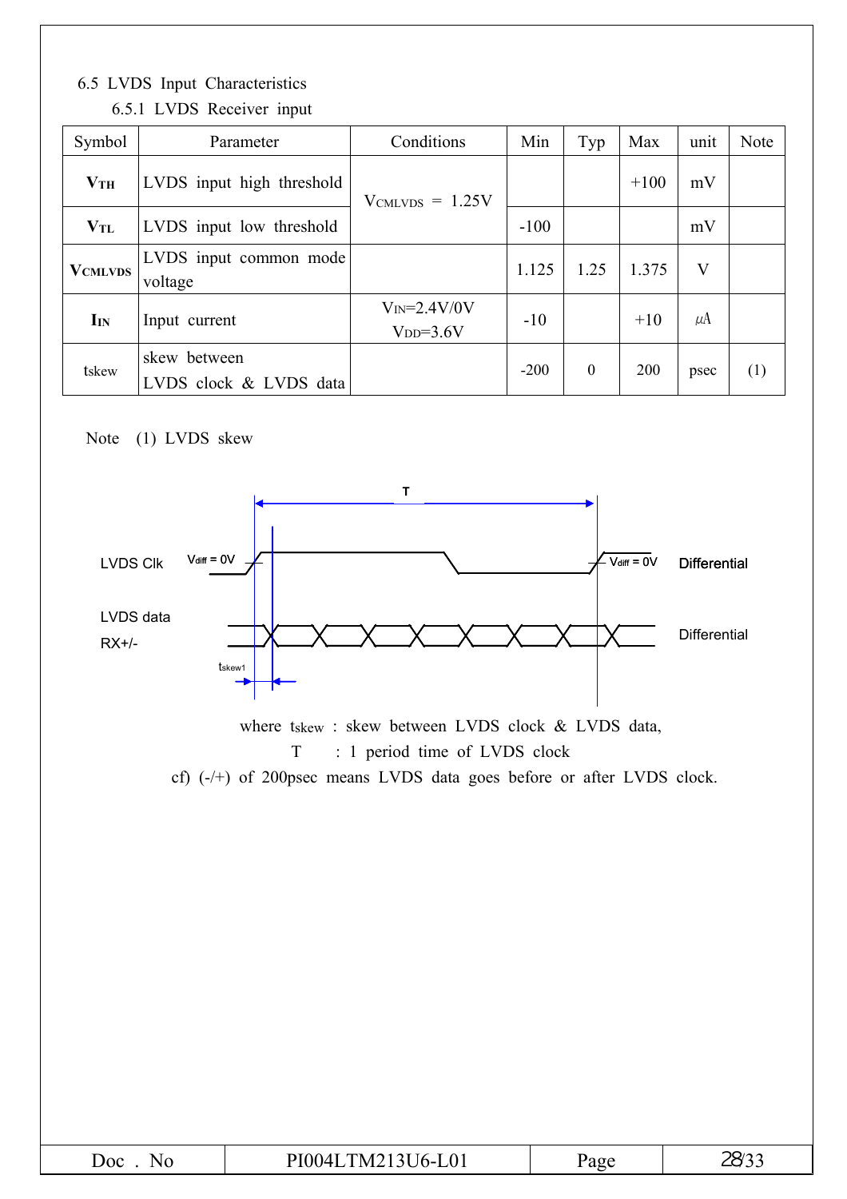### 6.5 LVDS Input Characteristics

#### 6.5.1 LVDS Receiver input

| Symbol | Parameter | Conditions | Min | Typ | Max | unit | Note |
|---|---|---|---|---|---|---|---|
| $V_{TH}$ | LVDS input high threshold | $V_{CMLVDS}$ = 1.25V | | | +100 | mV | |
| $V_{TL}$ | LVDS input low threshold | | -100 | | | mV | |
| $V_{CMLVDS}$ | LVDS input common mode voltage | | 1.125 | 1.25 | 1.375 | V | |
| $I_{IN}$ | Input current | $V_{IN}$=2.4V/0V $V_{DD}$=3.6V | -10 | | +10 | μA | |
| tskew | skew between LVDS clock & LVDS data | | -200 | 0 | 200 | psec | (1) |

Note (1) LVDS skew

T

LVDS Clk $V_{diff}$ = 0V $V_{diff}$ = 0V Differential

LVDS data RX+/- Differential

$t_{skew1}$

where $t_{skew}$ : skew between LVDS clock & LVDS data,

T : 1 period time of LVDS clock

cf) (-/+) of 200psec means LVDS data goes before or after LVDS clock.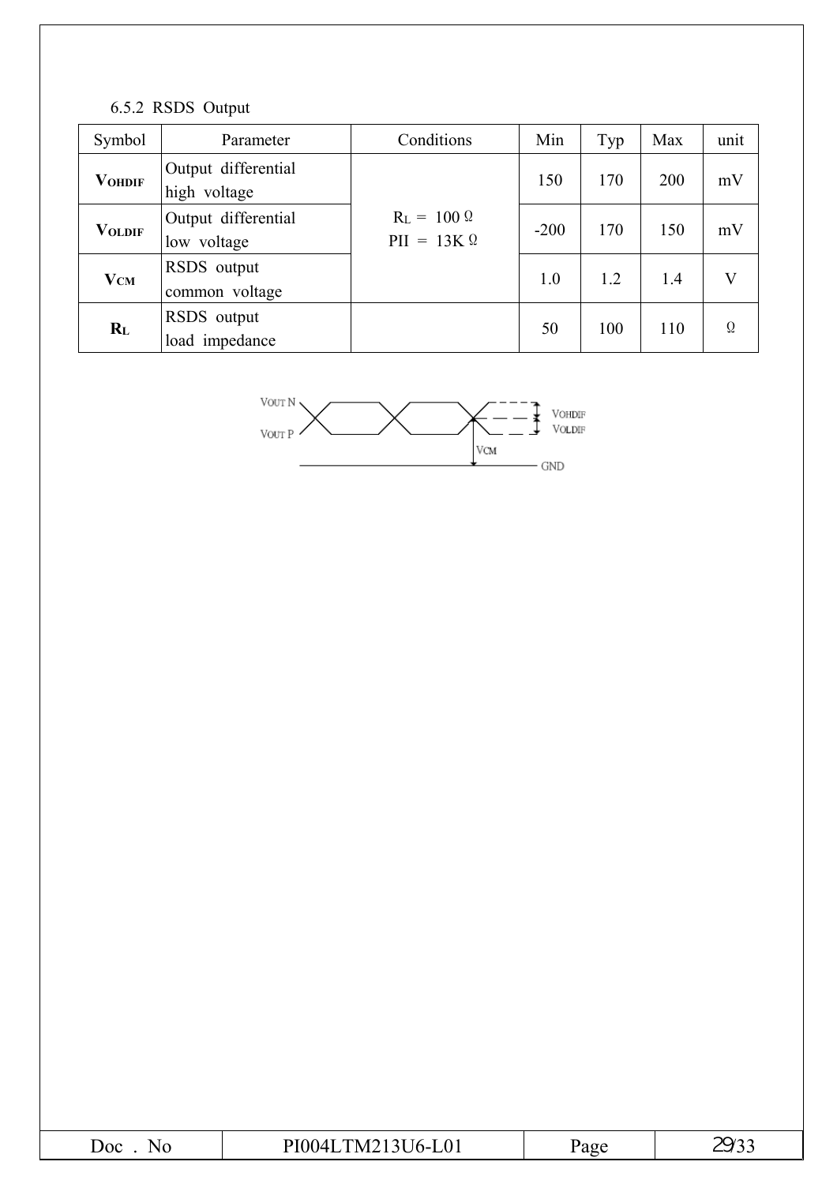### 6.5.2 RSDS Output

| Symbol | Parameter | Conditions | Min | Typ | Max | unit |
|---|---|---|---|---|---|---|
| $V_{OHDIF}$ | Output differential high voltage | $R_L$ = 100 Ω<br>PII = 13K Ω | 150 | 170 | 200 | mV |
| $V_{OLDIF}$ | Output differential low voltage | | -200 | 170 | 150 | mV |
| $V_{CM}$ | RSDS output common voltage | | 1.0 | 1.2 | 1.4 | V |
| $R_L$ | RSDS output load impedance | | 50 | 100 | 110 | Ω |

VOUT N

VOUT P

VOHDIF

VOLDIF

VCM

GND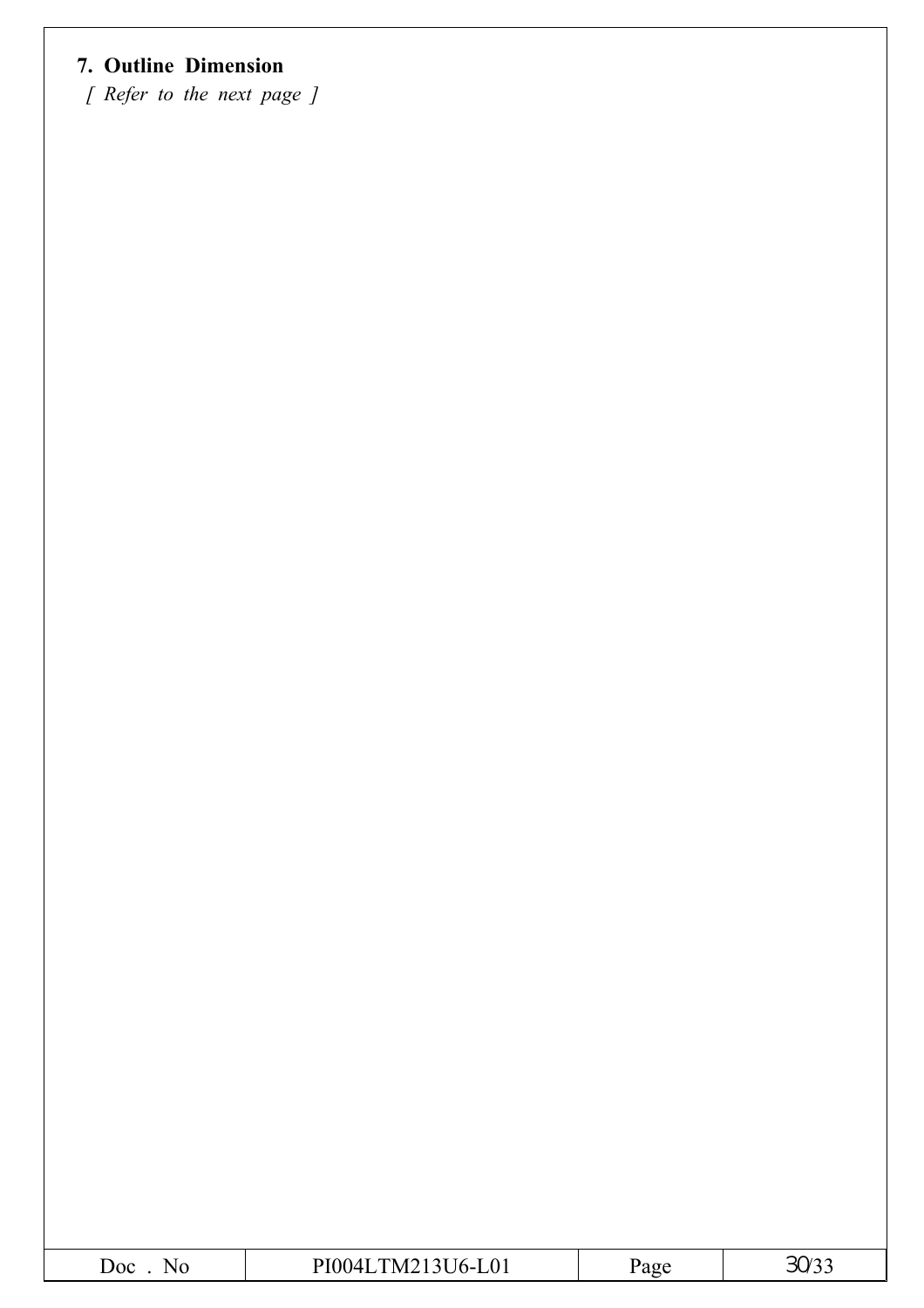## 7. Outline Dimension

*[ Refer to the next page ]*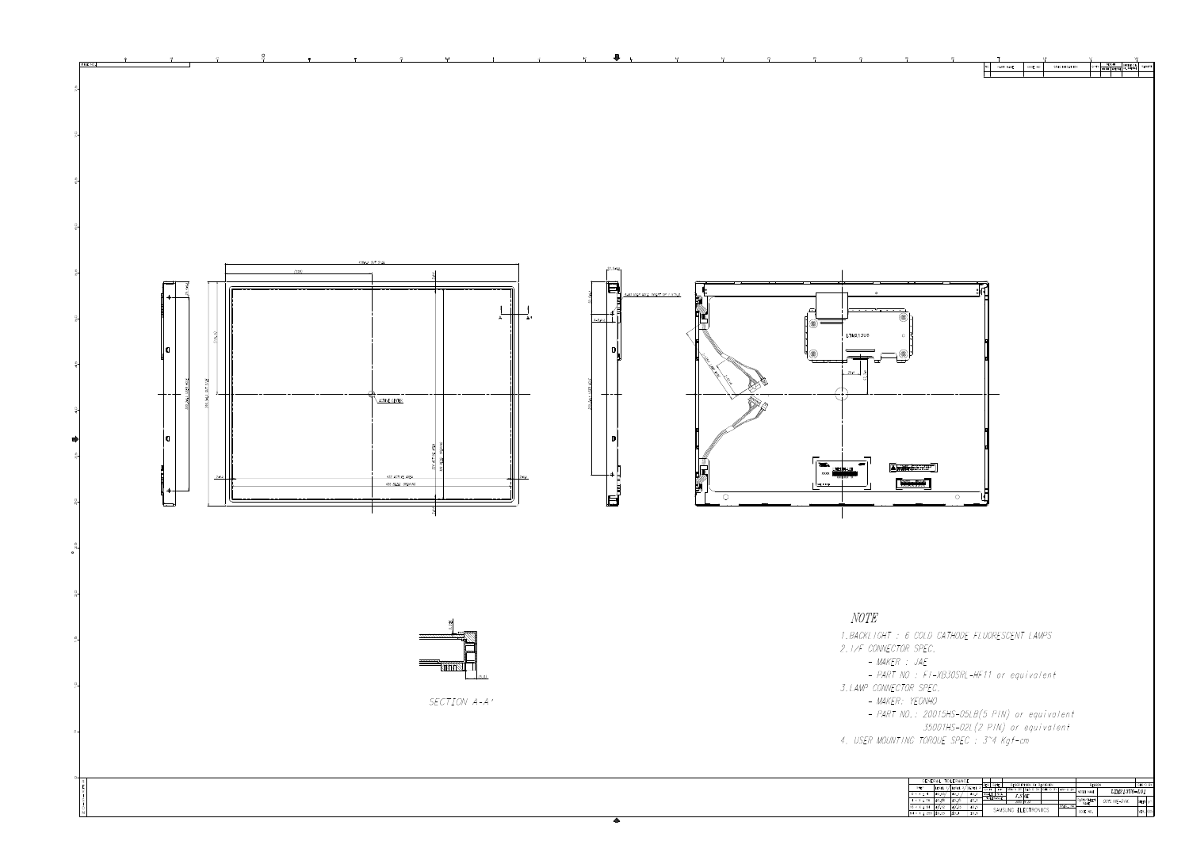SECTION A-A'

NOTE

1. BACKLIGHT : 6 COLD CATHODE FLUORESCENT LAMPS
2. I/F CONNECTOR SPEC.
   - MAKER : JAE
   - PART NO : FI-XB30SRL-HF11 or equivalent
3. LAMP CONNECTOR SPEC.
   - MAKER: YEONHO
   - PART NO.: 20015HS-05LB(5 PIN) or equivalent
     35001HS-02L(2 PIN) or equivalent
4. USER MOUNTING TORQUE SPEC : 3~4 Kgf-cm

SAMSUNG ELECTRONICS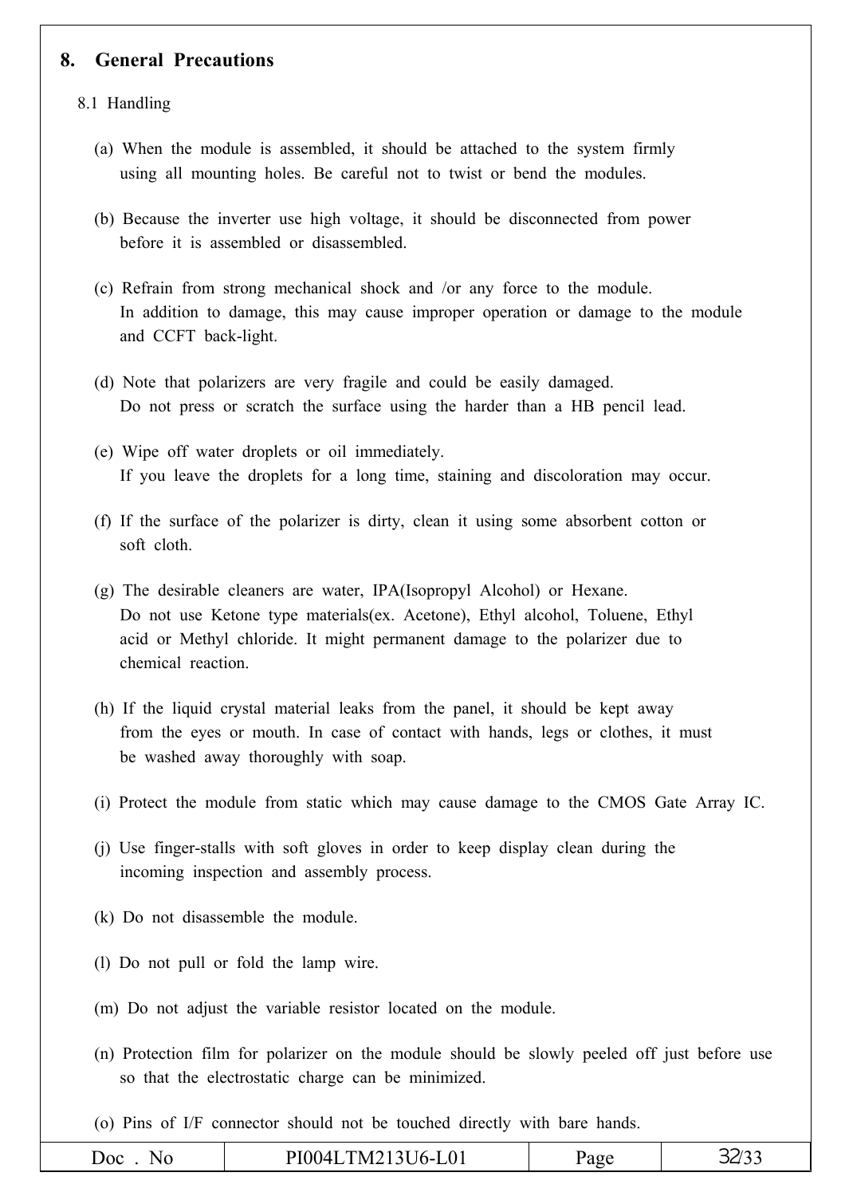# 8. General Precautions

## 8.1 Handling

(a) When the module is assembled, it should be attached to the system firmly using all mounting holes. Be careful not to twist or bend the modules.

(b) Because the inverter use high voltage, it should be disconnected from power before it is assembled or disassembled.

(c) Refrain from strong mechanical shock and /or any force to the module. In addition to damage, this may cause improper operation or damage to the module and CCFT back-light.

(d) Note that polarizers are very fragile and could be easily damaged. Do not press or scratch the surface using the harder than a HB pencil lead.

(e) Wipe off water droplets or oil immediately. If you leave the droplets for a long time, staining and discoloration may occur.

(f) If the surface of the polarizer is dirty, clean it using some absorbent cotton or soft cloth.

(g) The desirable cleaners are water, IPA(Isopropyl Alcohol) or Hexane. Do not use Ketone type materials(ex. Acetone), Ethyl alcohol, Toluene, Ethyl acid or Methyl chloride. It might permanent damage to the polarizer due to chemical reaction.

(h) If the liquid crystal material leaks from the panel, it should be kept away from the eyes or mouth. In case of contact with hands, legs or clothes, it must be washed away thoroughly with soap.

(i) Protect the module from static which may cause damage to the CMOS Gate Array IC.

(j) Use finger-stalls with soft gloves in order to keep display clean during the incoming inspection and assembly process.

(k) Do not disassemble the module.

(l) Do not pull or fold the lamp wire.

(m) Do not adjust the variable resistor located on the module.

(n) Protection film for polarizer on the module should be slowly peeled off just before use so that the electrostatic charge can be minimized.

(o) Pins of I/F connector should not be touched directly with bare hands.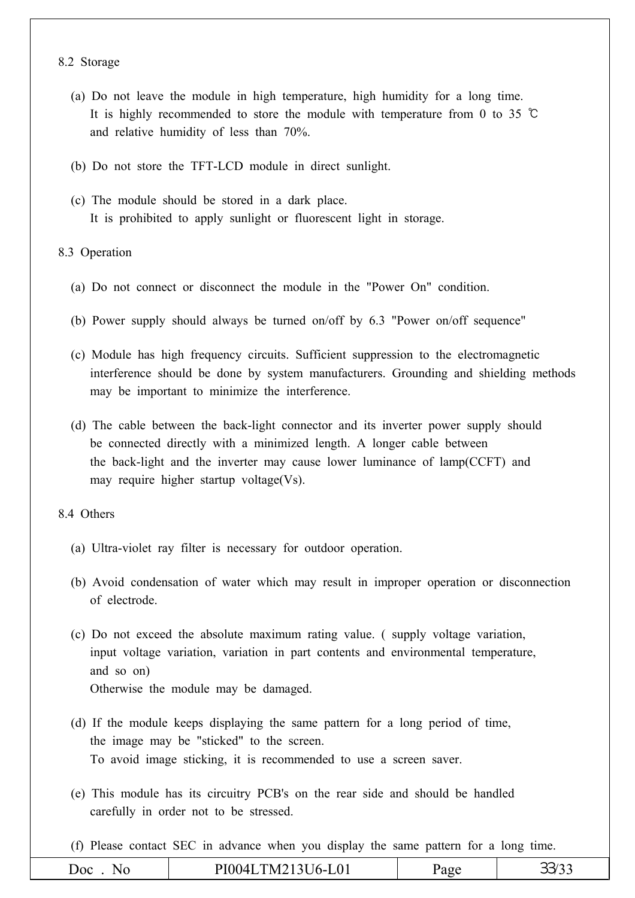### 8.2 Storage

(a) Do not leave the module in high temperature, high humidity for a long time.
It is highly recommended to store the module with temperature from 0 to 35 ℃ and relative humidity of less than 70%.

(b) Do not store the TFT-LCD module in direct sunlight.

(c) The module should be stored in a dark place.
It is prohibited to apply sunlight or fluorescent light in storage.

### 8.3 Operation

(a) Do not connect or disconnect the module in the "Power On" condition.

(b) Power supply should always be turned on/off by 6.3 "Power on/off sequence"

(c) Module has high frequency circuits. Sufficient suppression to the electromagnetic interference should be done by system manufacturers. Grounding and shielding methods may be important to minimize the interference.

(d) The cable between the back-light connector and its inverter power supply should be connected directly with a minimized length. A longer cable between the back-light and the inverter may cause lower luminance of lamp(CCFT) and may require higher startup voltage(Vs).

### 8.4 Others

(a) Ultra-violet ray filter is necessary for outdoor operation.

(b) Avoid condensation of water which may result in improper operation or disconnection of electrode.

(c) Do not exceed the absolute maximum rating value. ( supply voltage variation, input voltage variation, variation in part contents and environmental temperature, and so on)
Otherwise the module may be damaged.

(d) If the module keeps displaying the same pattern for a long period of time, the image may be "sticked" to the screen.
To avoid image sticking, it is recommended to use a screen saver.

(e) This module has its circuitry PCB's on the rear side and should be handled carefully in order not to be stressed.

(f) Please contact SEC in advance when you display the same pattern for a long time.